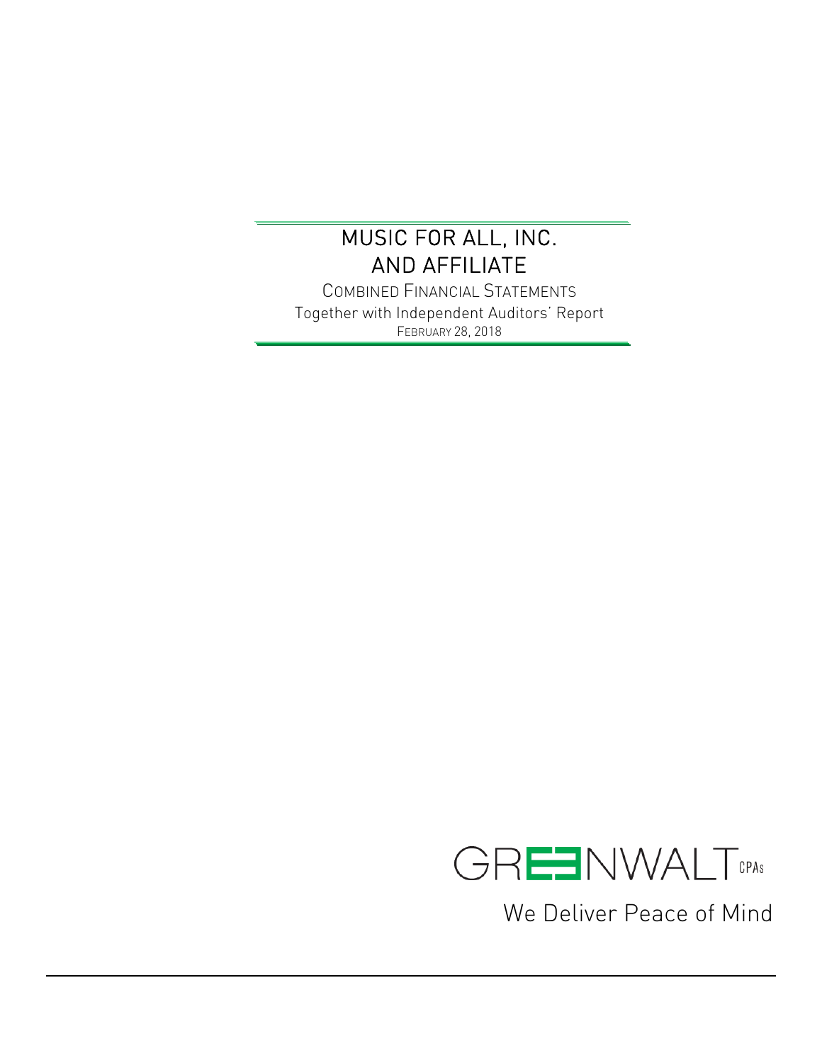# MUSIC FOR ALL, INC.
# AND AFFILIATE

COMBINED FINANCIAL STATEMENTS

Together with Independent Auditors' Report

FEBRUARY 28, 2018

GREENWALT CPAs

We Deliver Peace of Mind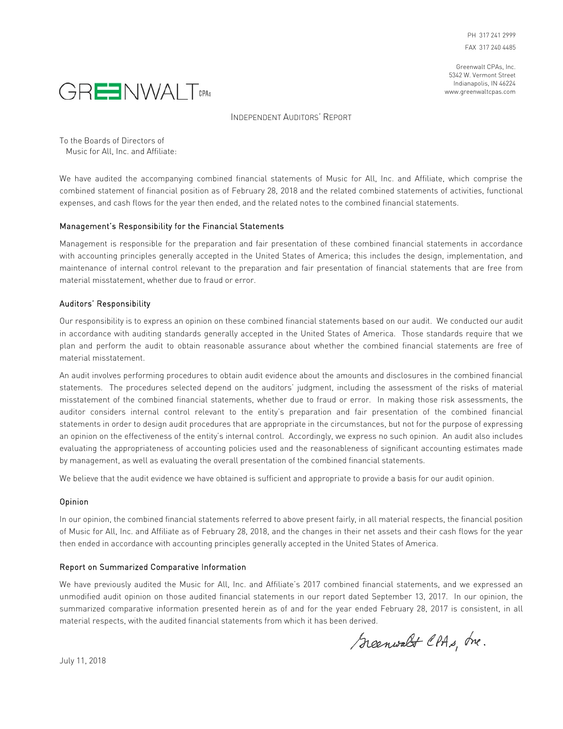PH 317 241 2999
FAX 317 240 4485

Greenwalt CPAs, Inc.
5342 W. Vermont Street
Indianapolis, IN 46224
www.greenwaltcpas.com

GREENWALT CPAs

# INDEPENDENT AUDITORS' REPORT

To the Boards of Directors of
Music for All, Inc. and Affiliate:

We have audited the accompanying combined financial statements of Music for All, Inc. and Affiliate, which comprise the combined statement of financial position as of February 28, 2018 and the related combined statements of activities, functional expenses, and cash flows for the year then ended, and the related notes to the combined financial statements.

## Management's Responsibility for the Financial Statements

Management is responsible for the preparation and fair presentation of these combined financial statements in accordance with accounting principles generally accepted in the United States of America; this includes the design, implementation, and maintenance of internal control relevant to the preparation and fair presentation of financial statements that are free from material misstatement, whether due to fraud or error.

## Auditors' Responsibility

Our responsibility is to express an opinion on these combined financial statements based on our audit. We conducted our audit in accordance with auditing standards generally accepted in the United States of America. Those standards require that we plan and perform the audit to obtain reasonable assurance about whether the combined financial statements are free of material misstatement.

An audit involves performing procedures to obtain audit evidence about the amounts and disclosures in the combined financial statements. The procedures selected depend on the auditors' judgment, including the assessment of the risks of material misstatement of the combined financial statements, whether due to fraud or error. In making those risk assessments, the auditor considers internal control relevant to the entity's preparation and fair presentation of the combined financial statements in order to design audit procedures that are appropriate in the circumstances, but not for the purpose of expressing an opinion on the effectiveness of the entity's internal control. Accordingly, we express no such opinion. An audit also includes evaluating the appropriateness of accounting policies used and the reasonableness of significant accounting estimates made by management, as well as evaluating the overall presentation of the combined financial statements.

We believe that the audit evidence we have obtained is sufficient and appropriate to provide a basis for our audit opinion.

## Opinion

In our opinion, the combined financial statements referred to above present fairly, in all material respects, the financial position of Music for All, Inc. and Affiliate as of February 28, 2018, and the changes in their net assets and their cash flows for the year then ended in accordance with accounting principles generally accepted in the United States of America.

## Report on Summarized Comparative Information

We have previously audited the Music for All, Inc. and Affiliate's 2017 combined financial statements, and we expressed an unmodified audit opinion on those audited financial statements in our report dated September 13, 2017. In our opinion, the summarized comparative information presented herein as of and for the year ended February 28, 2017 is consistent, in all material respects, with the audited financial statements from which it has been derived.

Greenwalt CPAs, Inc.

July 11, 2018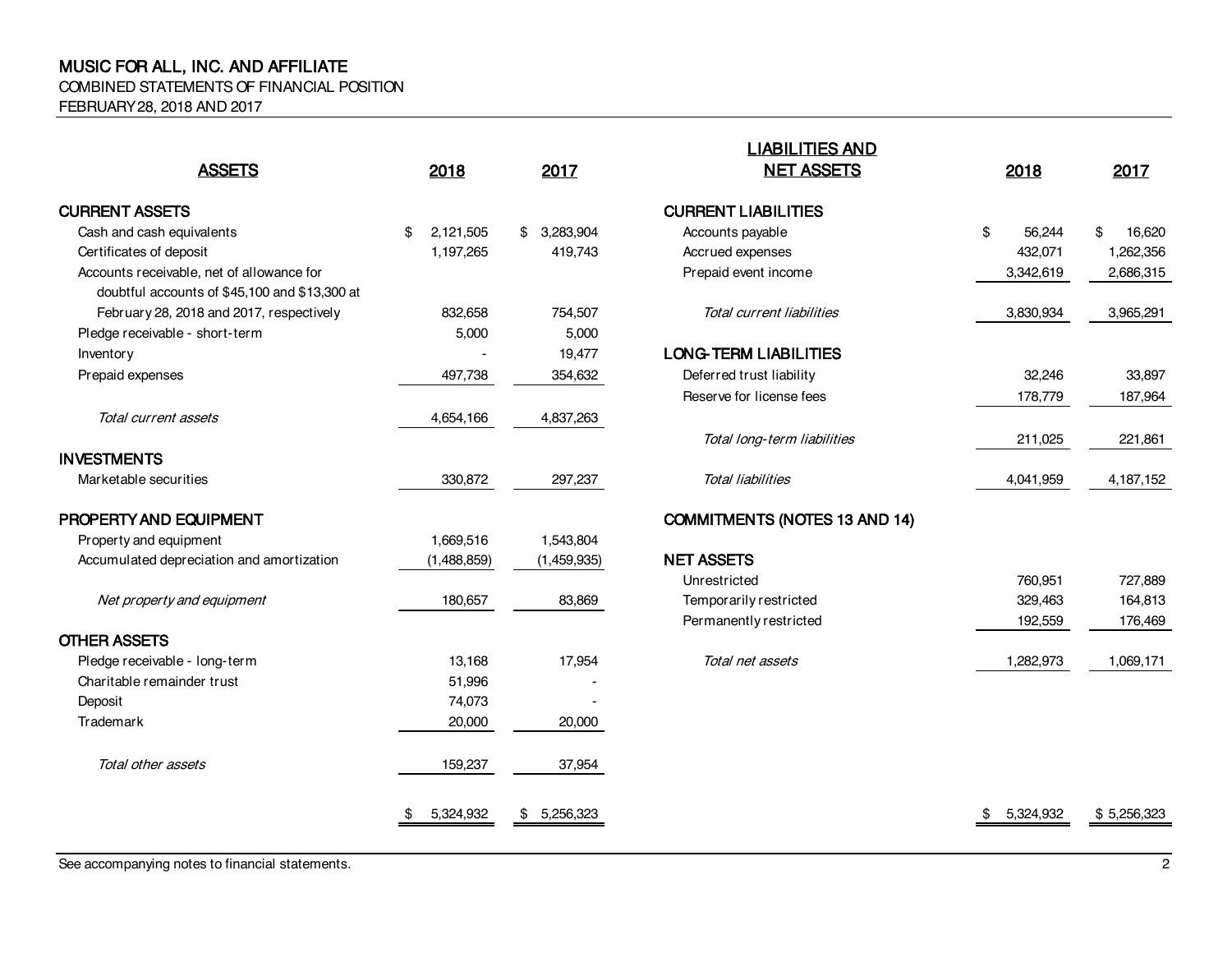# MUSIC FOR ALL, INC. AND AFFILIATE

COMBINED STATEMENTS OF FINANCIAL POSITION

FEBRUARY 28, 2018 AND 2017

| ASSETS | 2018 | 2017 |
|---|---|---|
| **CURRENT ASSETS** | | |
| Cash and cash equivalents | $ 2,121,505 | $ 3,283,904 |
| Certificates of deposit | 1,197,265 | 419,743 |
| Accounts receivable, net of allowance for doubtful accounts of $45,100 and $13,300 at February 28, 2018 and 2017, respectively | 832,658 | 754,507 |
| Pledge receivable - short-term | 5,000 | 5,000 |
| Inventory | - | 19,477 |
| Prepaid expenses | 497,738 | 354,632 |
| *Total current assets* | 4,654,166 | 4,837,263 |
| **INVESTMENTS** | | |
| Marketable securities | 330,872 | 297,237 |
| **PROPERTY AND EQUIPMENT** | | |
| Property and equipment | 1,669,516 | 1,543,804 |
| Accumulated depreciation and amortization | (1,488,859) | (1,459,935) |
| *Net property and equipment* | 180,657 | 83,869 |
| **OTHER ASSETS** | | |
| Pledge receivable - long-term | 13,168 | 17,954 |
| Charitable remainder trust | 51,996 | - |
| Deposit | 74,073 | - |
| Trademark | 20,000 | 20,000 |
| *Total other assets* | 159,237 | 37,954 |
| | $ 5,324,932 | $ 5,256,323 |

| LIABILITIES AND NET ASSETS | 2018 | 2017 |
|---|---|---|
| **CURRENT LIABILITIES** | | |
| Accounts payable | $ 56,244 | $ 16,620 |
| Accrued expenses | 432,071 | 1,262,356 |
| Prepaid event income | 3,342,619 | 2,686,315 |
| *Total current liabilities* | 3,830,934 | 3,965,291 |
| **LONG-TERM LIABILITIES** | | |
| Deferred trust liability | 32,246 | 33,897 |
| Reserve for license fees | 178,779 | 187,964 |
| *Total long-term liabilities* | 211,025 | 221,861 |
| *Total liabilities* | 4,041,959 | 4,187,152 |
| **COMMITMENTS (NOTES 13 AND 14)** | | |
| **NET ASSETS** | | |
| Unrestricted | 760,951 | 727,889 |
| Temporarily restricted | 329,463 | 164,813 |
| Permanently restricted | 192,559 | 176,469 |
| *Total net assets* | 1,282,973 | 1,069,171 |
| | $ 5,324,932 | $ 5,256,323 |

See accompanying notes to financial statements.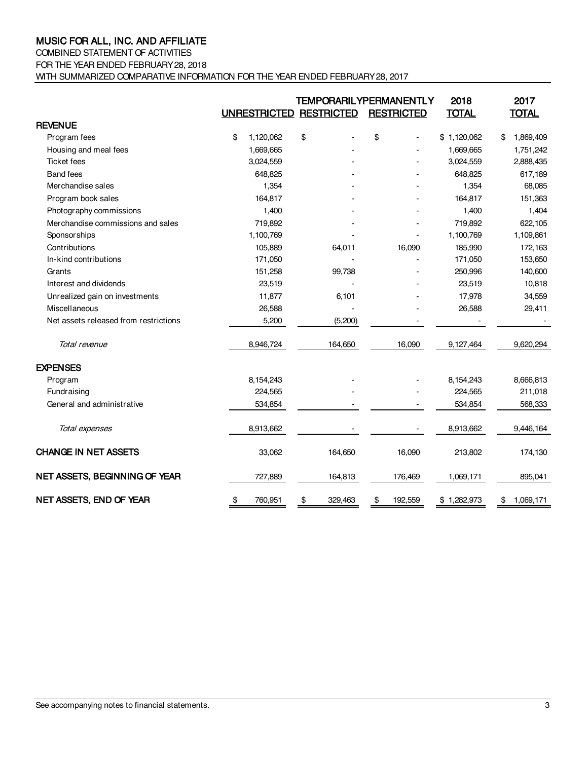# MUSIC FOR ALL, INC. AND AFFILIATE

COMBINED STATEMENT OF ACTIVITIES
FOR THE YEAR ENDED FEBRUARY 28, 2018
WITH SUMMARIZED COMPARATIVE INFORMATION FOR THE YEAR ENDED FEBRUARY 28, 2017

| | UNRESTRICTED | TEMPORARILY RESTRICTED | PERMANENTLY RESTRICTED | 2018 TOTAL | 2017 TOTAL |
|---|---|---|---|---|---|
| **REVENUE** | | | | | |
| Program fees | $ 1,120,062 | $ - | $ - | $ 1,120,062 | $ 1,869,409 |
| Housing and meal fees | 1,669,665 | - | - | 1,669,665 | 1,751,242 |
| Ticket fees | 3,024,559 | - | - | 3,024,559 | 2,888,435 |
| Band fees | 648,825 | - | - | 648,825 | 617,189 |
| Merchandise sales | 1,354 | - | - | 1,354 | 68,085 |
| Program book sales | 164,817 | - | - | 164,817 | 151,363 |
| Photography commissions | 1,400 | - | - | 1,400 | 1,404 |
| Merchandise commissions and sales | 719,892 | - | - | 719,892 | 622,105 |
| Sponsorships | 1,100,769 | - | - | 1,100,769 | 1,109,861 |
| Contributions | 105,889 | 64,011 | 16,090 | 185,990 | 172,163 |
| In-kind contributions | 171,050 | - | - | 171,050 | 153,650 |
| Grants | 151,258 | 99,738 | - | 250,996 | 140,600 |
| Interest and dividends | 23,519 | - | - | 23,519 | 10,818 |
| Unrealized gain on investments | 11,877 | 6,101 | - | 17,978 | 34,559 |
| Miscellaneous | 26,588 | - | - | 26,588 | 29,411 |
| Net assets released from restrictions | 5,200 | (5,200) | - | - | - |
| *Total revenue* | 8,946,724 | 164,650 | 16,090 | 9,127,464 | 9,620,294 |
| **EXPENSES** | | | | | |
| Program | 8,154,243 | - | - | 8,154,243 | 8,666,813 |
| Fundraising | 224,565 | - | - | 224,565 | 211,018 |
| General and administrative | 534,854 | - | - | 534,854 | 568,333 |
| *Total expenses* | 8,913,662 | - | - | 8,913,662 | 9,446,164 |
| **CHANGE IN NET ASSETS** | 33,062 | 164,650 | 16,090 | 213,802 | 174,130 |
| **NET ASSETS, BEGINNING OF YEAR** | 727,889 | 164,813 | 176,469 | 1,069,171 | 895,041 |
| **NET ASSETS, END OF YEAR** | $ 760,951 | $ 329,463 | $ 192,559 | $ 1,282,973 | $ 1,069,171 |

See accompanying notes to financial statements.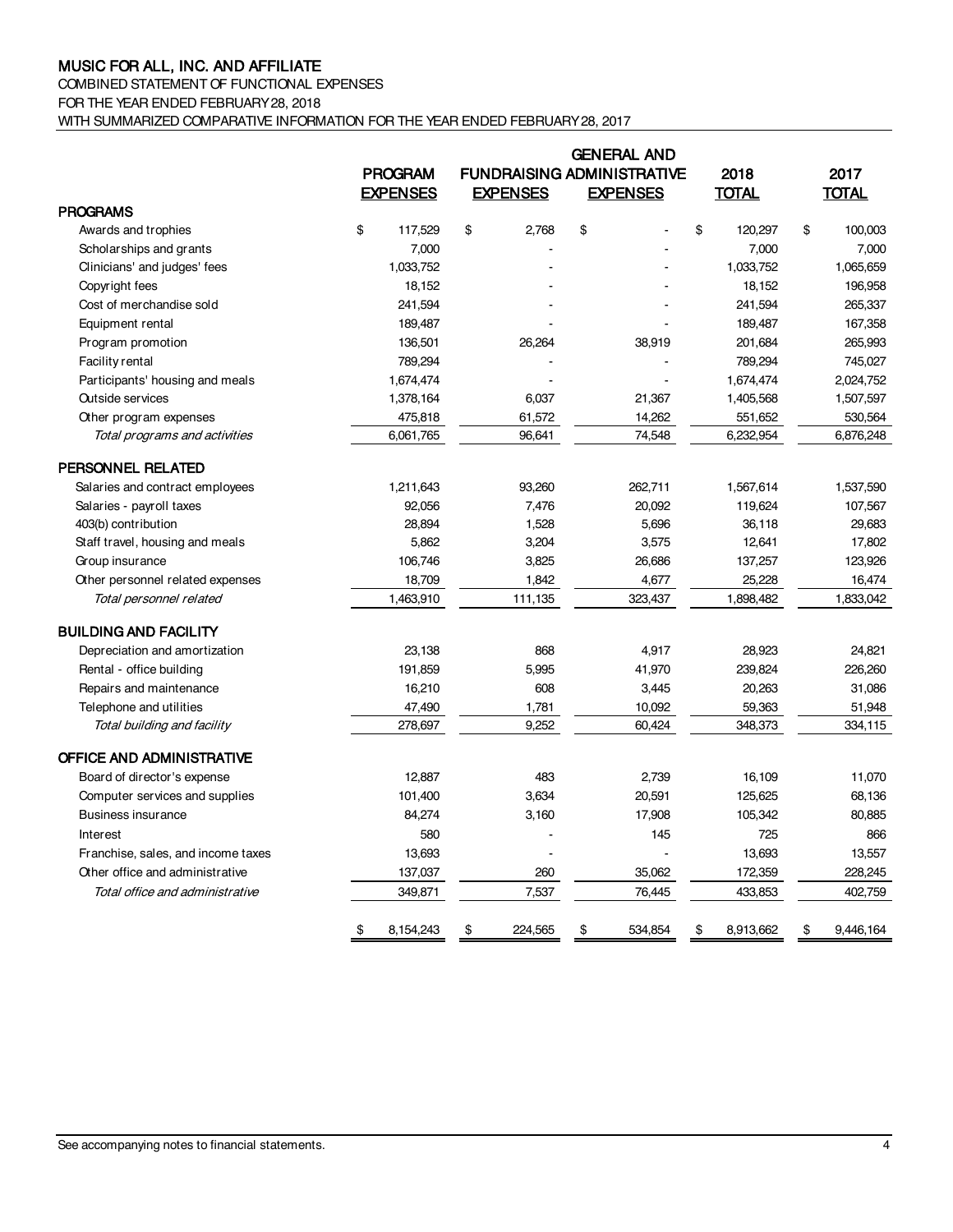# MUSIC FOR ALL, INC. AND AFFILIATE

COMBINED STATEMENT OF FUNCTIONAL EXPENSES
FOR THE YEAR ENDED FEBRUARY 28, 2018
WITH SUMMARIZED COMPARATIVE INFORMATION FOR THE YEAR ENDED FEBRUARY 28, 2017

| | PROGRAM EXPENSES | FUNDRAISING EXPENSES | GENERAL AND ADMINISTRATIVE EXPENSES | 2018 TOTAL | 2017 TOTAL |
|---|---|---|---|---|---|
| **PROGRAMS** | | | | | |
| Awards and trophies | $ 117,529 | $ 2,768 | $ - | $ 120,297 | $ 100,003 |
| Scholarships and grants | 7,000 | - | - | 7,000 | 7,000 |
| Clinicians' and judges' fees | 1,033,752 | - | - | 1,033,752 | 1,065,659 |
| Copyright fees | 18,152 | - | - | 18,152 | 196,958 |
| Cost of merchandise sold | 241,594 | - | - | 241,594 | 265,337 |
| Equipment rental | 189,487 | - | - | 189,487 | 167,358 |
| Program promotion | 136,501 | 26,264 | 38,919 | 201,684 | 265,993 |
| Facility rental | 789,294 | - | - | 789,294 | 745,027 |
| Participants' housing and meals | 1,674,474 | - | - | 1,674,474 | 2,024,752 |
| Outside services | 1,378,164 | 6,037 | 21,367 | 1,405,568 | 1,507,597 |
| Other program expenses | 475,818 | 61,572 | 14,262 | 551,652 | 530,564 |
| *Total programs and activities* | 6,061,765 | 96,641 | 74,548 | 6,232,954 | 6,876,248 |
| **PERSONNEL RELATED** | | | | | |
| Salaries and contract employees | 1,211,643 | 93,260 | 262,711 | 1,567,614 | 1,537,590 |
| Salaries - payroll taxes | 92,056 | 7,476 | 20,092 | 119,624 | 107,567 |
| 403(b) contribution | 28,894 | 1,528 | 5,696 | 36,118 | 29,683 |
| Staff travel, housing and meals | 5,862 | 3,204 | 3,575 | 12,641 | 17,802 |
| Group insurance | 106,746 | 3,825 | 26,686 | 137,257 | 123,926 |
| Other personnel related expenses | 18,709 | 1,842 | 4,677 | 25,228 | 16,474 |
| *Total personnel related* | 1,463,910 | 111,135 | 323,437 | 1,898,482 | 1,833,042 |
| **BUILDING AND FACILITY** | | | | | |
| Depreciation and amortization | 23,138 | 868 | 4,917 | 28,923 | 24,821 |
| Rental - office building | 191,859 | 5,995 | 41,970 | 239,824 | 226,260 |
| Repairs and maintenance | 16,210 | 608 | 3,445 | 20,263 | 31,086 |
| Telephone and utilities | 47,490 | 1,781 | 10,092 | 59,363 | 51,948 |
| *Total building and facility* | 278,697 | 9,252 | 60,424 | 348,373 | 334,115 |
| **OFFICE AND ADMINISTRATIVE** | | | | | |
| Board of director's expense | 12,887 | 483 | 2,739 | 16,109 | 11,070 |
| Computer services and supplies | 101,400 | 3,634 | 20,591 | 125,625 | 68,136 |
| Business insurance | 84,274 | 3,160 | 17,908 | 105,342 | 80,885 |
| Interest | 580 | - | 145 | 725 | 866 |
| Franchise, sales, and income taxes | 13,693 | - | - | 13,693 | 13,557 |
| Other office and administrative | 137,037 | 260 | 35,062 | 172,359 | 228,245 |
| *Total office and administrative* | 349,871 | 7,537 | 76,445 | 433,853 | 402,759 |
| | $ 8,154,243 | $ 224,565 | $ 534,854 | $ 8,913,662 | $ 9,446,164 |

See accompanying notes to financial statements.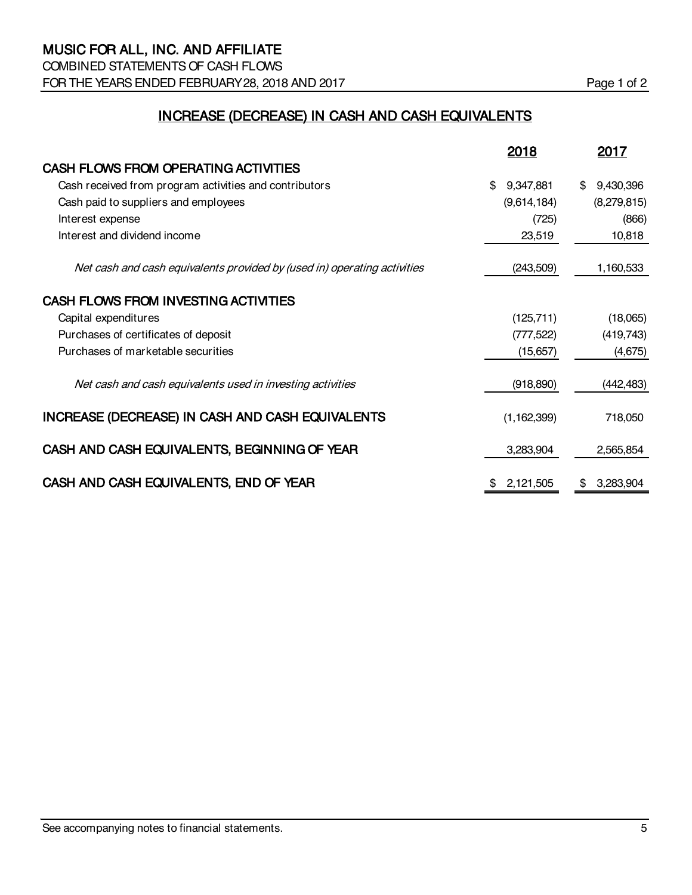# MUSIC FOR ALL, INC. AND AFFILIATE

COMBINED STATEMENTS OF CASH FLOWS

FOR THE YEARS ENDED FEBRUARY 28, 2018 AND 2017

## INCREASE (DECREASE) IN CASH AND CASH EQUIVALENTS

| | 2018 | 2017 |
|---|---|---|
| **CASH FLOWS FROM OPERATING ACTIVITIES** | | |
| Cash received from program activities and contributors | $ 9,347,881 | $ 9,430,396 |
| Cash paid to suppliers and employees | (9,614,184) | (8,279,815) |
| Interest expense | (725) | (866) |
| Interest and dividend income | 23,519 | 10,818 |
| *Net cash and cash equivalents provided by (used in) operating activities* | (243,509) | 1,160,533 |
| **CASH FLOWS FROM INVESTING ACTIVITIES** | | |
| Capital expenditures | (125,711) | (18,065) |
| Purchases of certificates of deposit | (777,522) | (419,743) |
| Purchases of marketable securities | (15,657) | (4,675) |
| *Net cash and cash equivalents used in investing activities* | (918,890) | (442,483) |
| **INCREASE (DECREASE) IN CASH AND CASH EQUIVALENTS** | (1,162,399) | 718,050 |
| **CASH AND CASH EQUIVALENTS, BEGINNING OF YEAR** | 3,283,904 | 2,565,854 |
| **CASH AND CASH EQUIVALENTS, END OF YEAR** | $ 2,121,505 | $ 3,283,904 |

See accompanying notes to financial statements.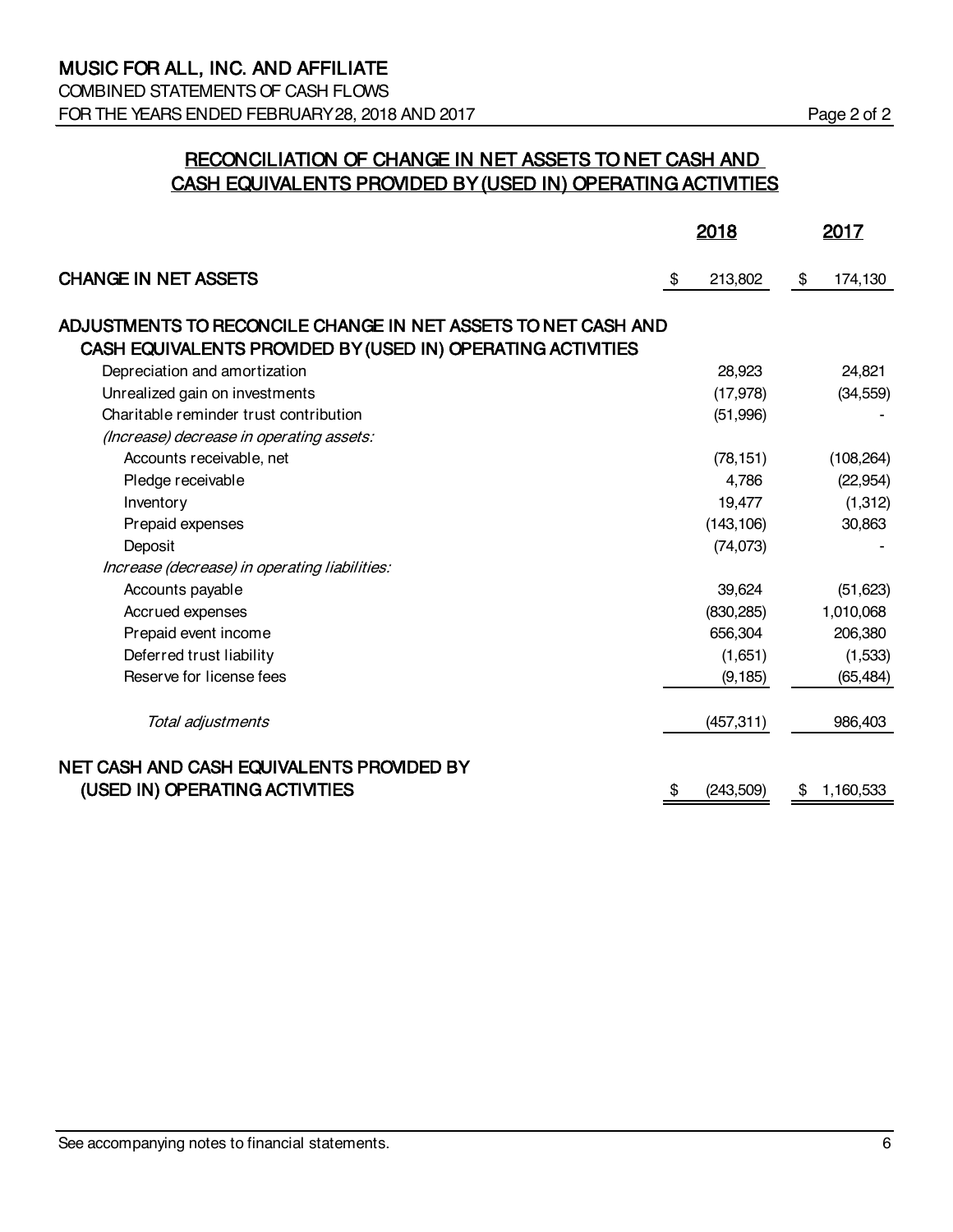# MUSIC FOR ALL, INC. AND AFFILIATE

COMBINED STATEMENTS OF CASH FLOWS

FOR THE YEARS ENDED FEBRUARY 28, 2018 AND 2017

## RECONCILIATION OF CHANGE IN NET ASSETS TO NET CASH AND CASH EQUIVALENTS PROVIDED BY (USED IN) OPERATING ACTIVITIES

| | 2018 | 2017 |
|---|---|---|
| **CHANGE IN NET ASSETS** | $ 213,802 | $ 174,130 |
| **ADJUSTMENTS TO RECONCILE CHANGE IN NET ASSETS TO NET CASH AND CASH EQUIVALENTS PROVIDED BY (USED IN) OPERATING ACTIVITIES** | | |
| Depreciation and amortization | 28,923 | 24,821 |
| Unrealized gain on investments | (17,978) | (34,559) |
| Charitable reminder trust contribution | (51,996) | - |
| *(Increase) decrease in operating assets:* | | |
| Accounts receivable, net | (78,151) | (108,264) |
| Pledge receivable | 4,786 | (22,954) |
| Inventory | 19,477 | (1,312) |
| Prepaid expenses | (143,106) | 30,863 |
| Deposit | (74,073) | - |
| *Increase (decrease) in operating liabilities:* | | |
| Accounts payable | 39,624 | (51,623) |
| Accrued expenses | (830,285) | 1,010,068 |
| Prepaid event income | 656,304 | 206,380 |
| Deferred trust liability | (1,651) | (1,533) |
| Reserve for license fees | (9,185) | (65,484) |
| *Total adjustments* | (457,311) | 986,403 |
| **NET CASH AND CASH EQUIVALENTS PROVIDED BY (USED IN) OPERATING ACTIVITIES** | $ (243,509) | $ 1,160,533 |

See accompanying notes to financial statements.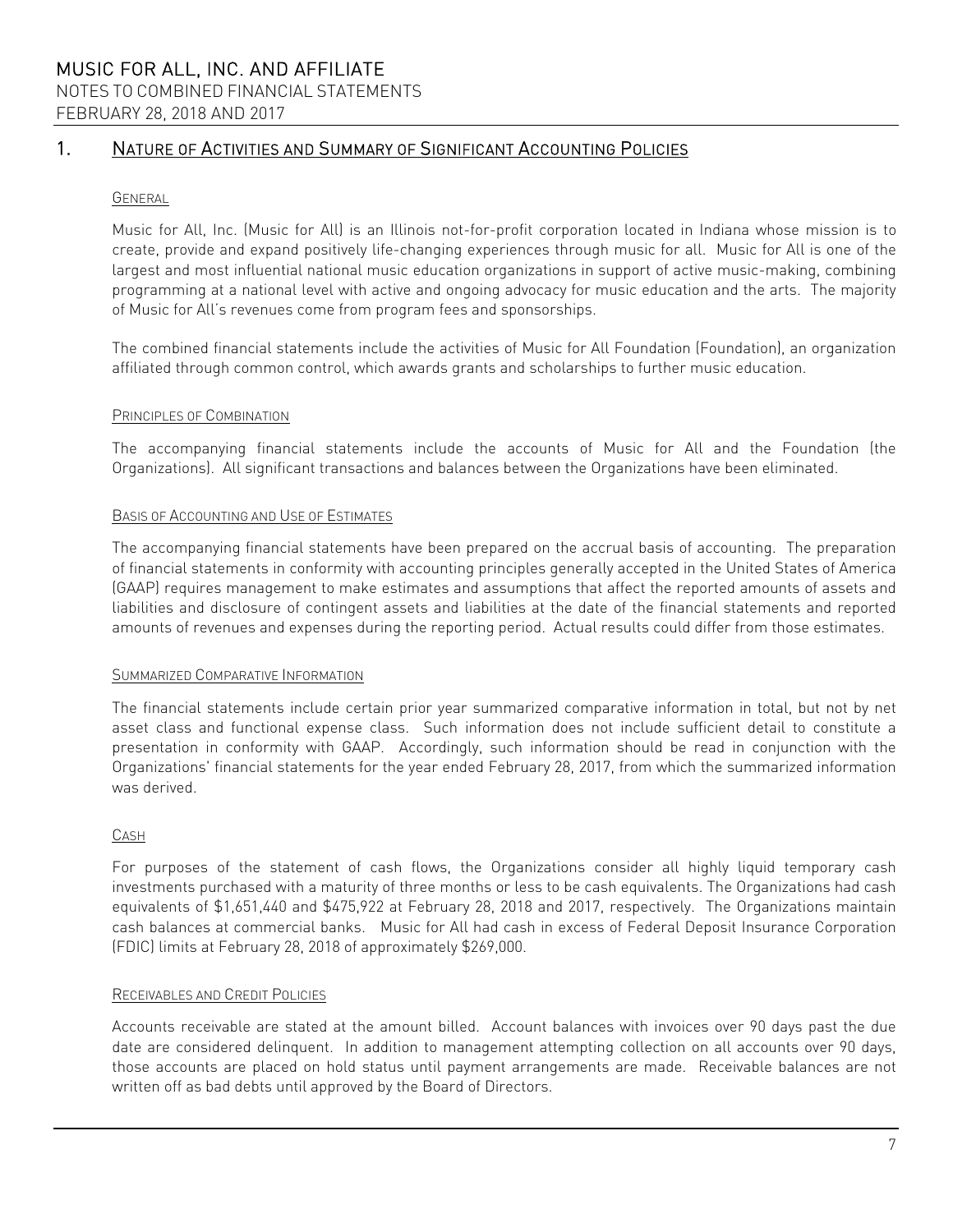## 1. Nature of Activities and Summary of Significant Accounting Policies

### General

Music for All, Inc. (Music for All) is an Illinois not-for-profit corporation located in Indiana whose mission is to create, provide and expand positively life-changing experiences through music for all. Music for All is one of the largest and most influential national music education organizations in support of active music-making, combining programming at a national level with active and ongoing advocacy for music education and the arts. The majority of Music for All's revenues come from program fees and sponsorships.

The combined financial statements include the activities of Music for All Foundation (Foundation), an organization affiliated through common control, which awards grants and scholarships to further music education.

### Principles of Combination

The accompanying financial statements include the accounts of Music for All and the Foundation (the Organizations). All significant transactions and balances between the Organizations have been eliminated.

### Basis of Accounting and Use of Estimates

The accompanying financial statements have been prepared on the accrual basis of accounting. The preparation of financial statements in conformity with accounting principles generally accepted in the United States of America (GAAP) requires management to make estimates and assumptions that affect the reported amounts of assets and liabilities and disclosure of contingent assets and liabilities at the date of the financial statements and reported amounts of revenues and expenses during the reporting period. Actual results could differ from those estimates.

### Summarized Comparative Information

The financial statements include certain prior year summarized comparative information in total, but not by net asset class and functional expense class. Such information does not include sufficient detail to constitute a presentation in conformity with GAAP. Accordingly, such information should be read in conjunction with the Organizations' financial statements for the year ended February 28, 2017, from which the summarized information was derived.

### Cash

For purposes of the statement of cash flows, the Organizations consider all highly liquid temporary cash investments purchased with a maturity of three months or less to be cash equivalents. The Organizations had cash equivalents of $1,651,440 and $475,922 at February 28, 2018 and 2017, respectively. The Organizations maintain cash balances at commercial banks. Music for All had cash in excess of Federal Deposit Insurance Corporation (FDIC) limits at February 28, 2018 of approximately $269,000.

### Receivables and Credit Policies

Accounts receivable are stated at the amount billed. Account balances with invoices over 90 days past the due date are considered delinquent. In addition to management attempting collection on all accounts over 90 days, those accounts are placed on hold status until payment arrangements are made. Receivable balances are not written off as bad debts until approved by the Board of Directors.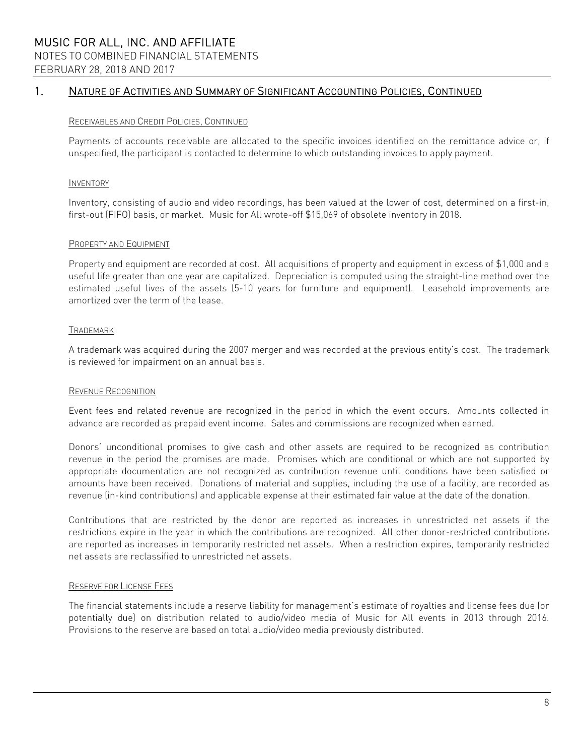## 1. Nature of Activities and Summary of Significant Accounting Policies, Continued

### Receivables and Credit Policies, Continued

Payments of accounts receivable are allocated to the specific invoices identified on the remittance advice or, if unspecified, the participant is contacted to determine to which outstanding invoices to apply payment.

### Inventory

Inventory, consisting of audio and video recordings, has been valued at the lower of cost, determined on a first-in, first-out (FIFO) basis, or market. Music for All wrote-off $15,069 of obsolete inventory in 2018.

### Property and Equipment

Property and equipment are recorded at cost. All acquisitions of property and equipment in excess of $1,000 and a useful life greater than one year are capitalized. Depreciation is computed using the straight-line method over the estimated useful lives of the assets (5-10 years for furniture and equipment). Leasehold improvements are amortized over the term of the lease.

### Trademark

A trademark was acquired during the 2007 merger and was recorded at the previous entity's cost. The trademark is reviewed for impairment on an annual basis.

### Revenue Recognition

Event fees and related revenue are recognized in the period in which the event occurs. Amounts collected in advance are recorded as prepaid event income. Sales and commissions are recognized when earned.

Donors' unconditional promises to give cash and other assets are required to be recognized as contribution revenue in the period the promises are made. Promises which are conditional or which are not supported by appropriate documentation are not recognized as contribution revenue until conditions have been satisfied or amounts have been received. Donations of material and supplies, including the use of a facility, are recorded as revenue (in-kind contributions) and applicable expense at their estimated fair value at the date of the donation.

Contributions that are restricted by the donor are reported as increases in unrestricted net assets if the restrictions expire in the year in which the contributions are recognized. All other donor-restricted contributions are reported as increases in temporarily restricted net assets. When a restriction expires, temporarily restricted net assets are reclassified to unrestricted net assets.

### Reserve for License Fees

The financial statements include a reserve liability for management's estimate of royalties and license fees due (or potentially due) on distribution related to audio/video media of Music for All events in 2013 through 2016. Provisions to the reserve are based on total audio/video media previously distributed.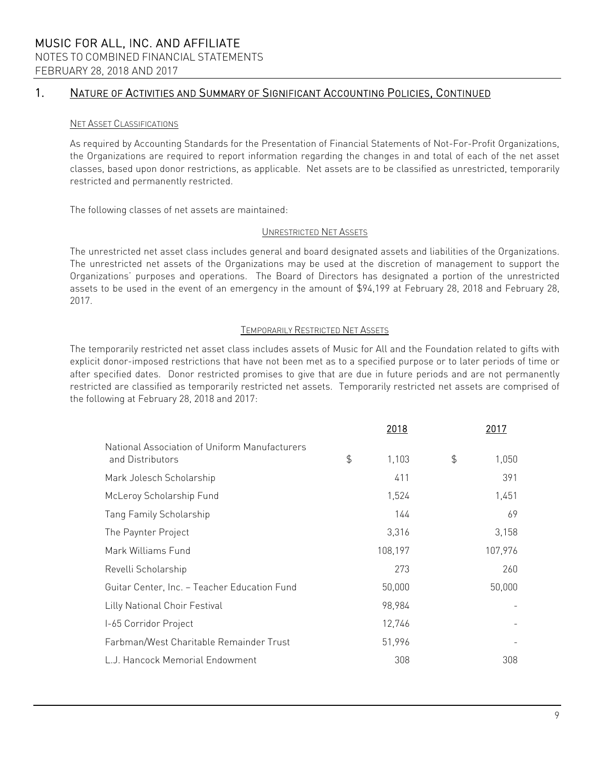# MUSIC FOR ALL, INC. AND AFFILIATE

NOTES TO COMBINED FINANCIAL STATEMENTS

FEBRUARY 28, 2018 AND 2017

## 1. NATURE OF ACTIVITIES AND SUMMARY OF SIGNIFICANT ACCOUNTING POLICIES, CONTINUED

### NET ASSET CLASSIFICATIONS

As required by Accounting Standards for the Presentation of Financial Statements of Not-For-Profit Organizations, the Organizations are required to report information regarding the changes in and total of each of the net asset classes, based upon donor restrictions, as applicable. Net assets are to be classified as unrestricted, temporarily restricted and permanently restricted.

The following classes of net assets are maintained:

#### UNRESTRICTED NET ASSETS

The unrestricted net asset class includes general and board designated assets and liabilities of the Organizations. The unrestricted net assets of the Organizations may be used at the discretion of management to support the Organizations' purposes and operations. The Board of Directors has designated a portion of the unrestricted assets to be used in the event of an emergency in the amount of $94,199 at February 28, 2018 and February 28, 2017.

#### TEMPORARILY RESTRICTED NET ASSETS

The temporarily restricted net asset class includes assets of Music for All and the Foundation related to gifts with explicit donor-imposed restrictions that have not been met as to a specified purpose or to later periods of time or after specified dates. Donor restricted promises to give that are due in future periods and are not permanently restricted are classified as temporarily restricted net assets. Temporarily restricted net assets are comprised of the following at February 28, 2018 and 2017:

| | 2018 | 2017 |
|---|---|---|
| National Association of Uniform Manufacturers and Distributors | $ 1,103 | $ 1,050 |
| Mark Jolesch Scholarship | 411 | 391 |
| McLeroy Scholarship Fund | 1,524 | 1,451 |
| Tang Family Scholarship | 144 | 69 |
| The Paynter Project | 3,316 | 3,158 |
| Mark Williams Fund | 108,197 | 107,976 |
| Revelli Scholarship | 273 | 260 |
| Guitar Center, Inc. – Teacher Education Fund | 50,000 | 50,000 |
| Lilly National Choir Festival | 98,984 | - |
| I-65 Corridor Project | 12,746 | - |
| Farbman/West Charitable Remainder Trust | 51,996 | - |
| L.J. Hancock Memorial Endowment | 308 | 308 |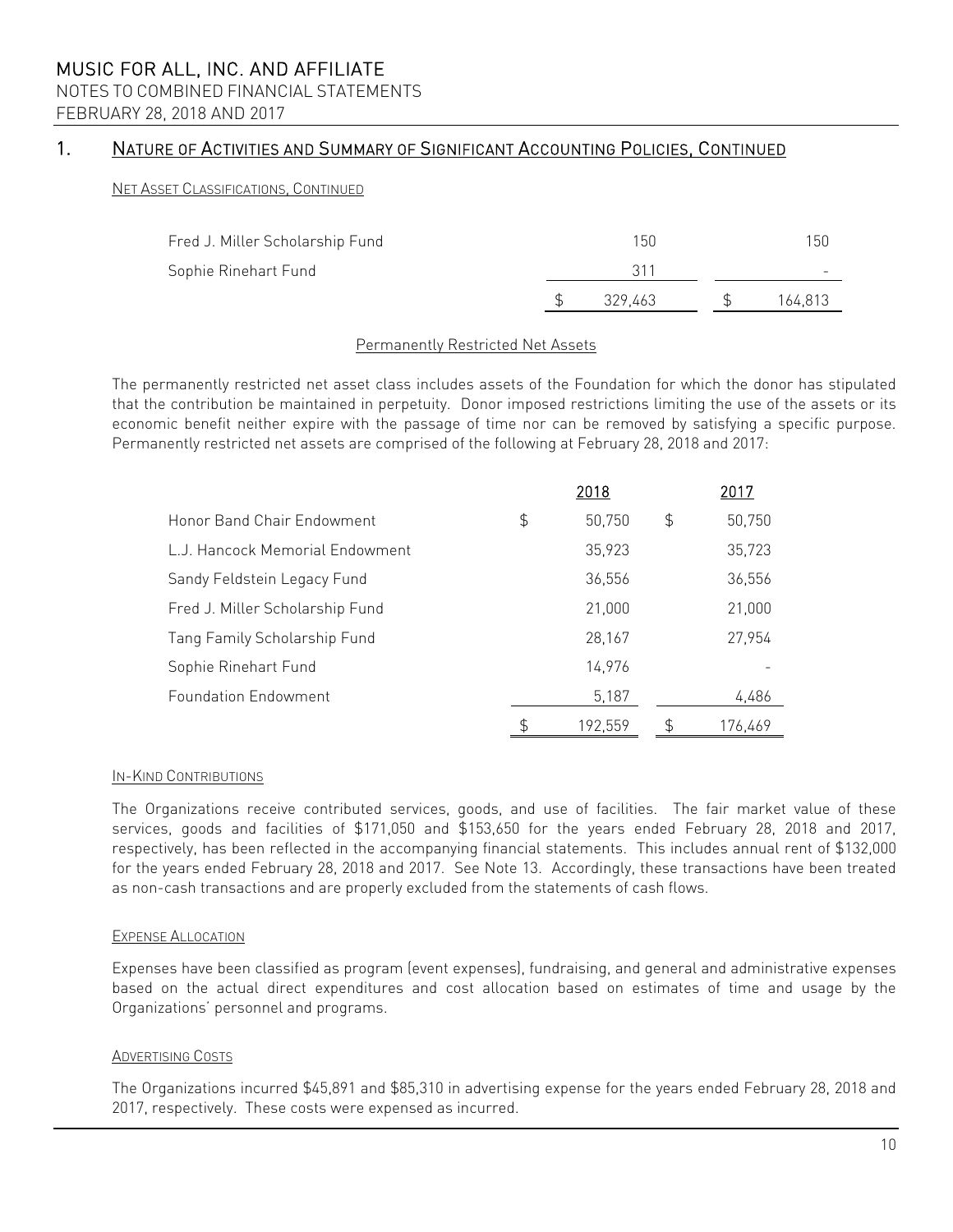## 1. Nature of Activities and Summary of Significant Accounting Policies, Continued

Net Asset Classifications, Continued

| | | |
|---|---|---|
| Fred J. Miller Scholarship Fund | 150 | 150 |
| Sophie Rinehart Fund | 311 | - |
| | $ 329,463 | $ 164,813 |

### Permanently Restricted Net Assets

The permanently restricted net asset class includes assets of the Foundation for which the donor has stipulated that the contribution be maintained in perpetuity. Donor imposed restrictions limiting the use of the assets or its economic benefit neither expire with the passage of time nor can be removed by satisfying a specific purpose. Permanently restricted net assets are comprised of the following at February 28, 2018 and 2017:

| | 2018 | 2017 |
|---|---|---|
| Honor Band Chair Endowment | $ 50,750 | $ 50,750 |
| L.J. Hancock Memorial Endowment | 35,923 | 35,723 |
| Sandy Feldstein Legacy Fund | 36,556 | 36,556 |
| Fred J. Miller Scholarship Fund | 21,000 | 21,000 |
| Tang Family Scholarship Fund | 28,167 | 27,954 |
| Sophie Rinehart Fund | 14,976 | - |
| Foundation Endowment | 5,187 | 4,486 |
| | $ 192,559 | $ 176,469 |

In-Kind Contributions

The Organizations receive contributed services, goods, and use of facilities. The fair market value of these services, goods and facilities of $171,050 and $153,650 for the years ended February 28, 2018 and 2017, respectively, has been reflected in the accompanying financial statements. This includes annual rent of $132,000 for the years ended February 28, 2018 and 2017. See Note 13. Accordingly, these transactions have been treated as non-cash transactions and are properly excluded from the statements of cash flows.

Expense Allocation

Expenses have been classified as program (event expenses), fundraising, and general and administrative expenses based on the actual direct expenditures and cost allocation based on estimates of time and usage by the Organizations' personnel and programs.

Advertising Costs

The Organizations incurred $45,891 and $85,310 in advertising expense for the years ended February 28, 2018 and 2017, respectively. These costs were expensed as incurred.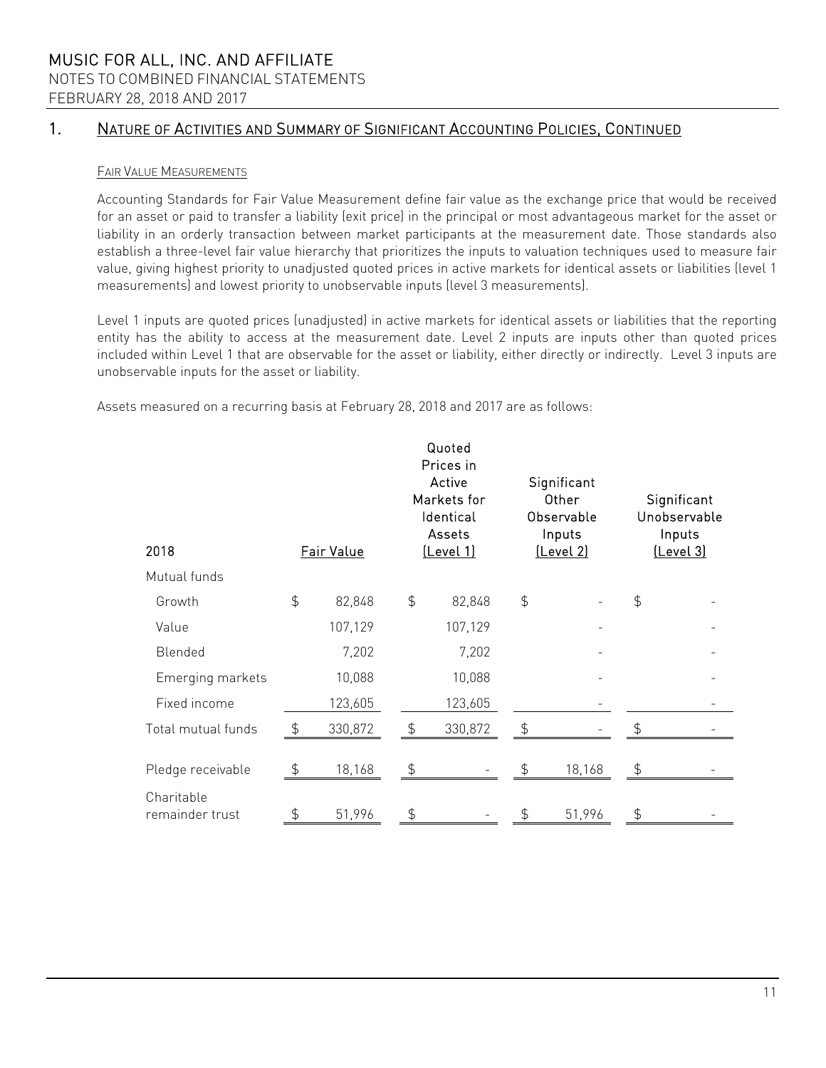## 1. Nature of Activities and Summary of Significant Accounting Policies, Continued

### Fair Value Measurements

Accounting Standards for Fair Value Measurement define fair value as the exchange price that would be received for an asset or paid to transfer a liability (exit price) in the principal or most advantageous market for the asset or liability in an orderly transaction between market participants at the measurement date. Those standards also establish a three-level fair value hierarchy that prioritizes the inputs to valuation techniques used to measure fair value, giving highest priority to unadjusted quoted prices in active markets for identical assets or liabilities (level 1 measurements) and lowest priority to unobservable inputs (level 3 measurements).

Level 1 inputs are quoted prices (unadjusted) in active markets for identical assets or liabilities that the reporting entity has the ability to access at the measurement date. Level 2 inputs are inputs other than quoted prices included within Level 1 that are observable for the asset or liability, either directly or indirectly. Level 3 inputs are unobservable inputs for the asset or liability.

Assets measured on a recurring basis at February 28, 2018 and 2017 are as follows:

| 2018 | Fair Value | Quoted Prices in Active Markets for Identical Assets (Level 1) | Significant Other Observable Inputs (Level 2) | Significant Unobservable Inputs (Level 3) |
|---|---|---|---|---|
| Mutual funds | | | | |
| Growth | $ 82,848 | $ 82,848 | $ - | $ - |
| Value | 107,129 | 107,129 | - | - |
| Blended | 7,202 | 7,202 | - | - |
| Emerging markets | 10,088 | 10,088 | - | - |
| Fixed income | 123,605 | 123,605 | - | - |
| Total mutual funds | $ 330,872 | $ 330,872 | $ - | $ - |
| Pledge receivable | $ 18,168 | $ - | $ 18,168 | $ - |
| Charitable remainder trust | $ 51,996 | $ - | $ 51,996 | $ - |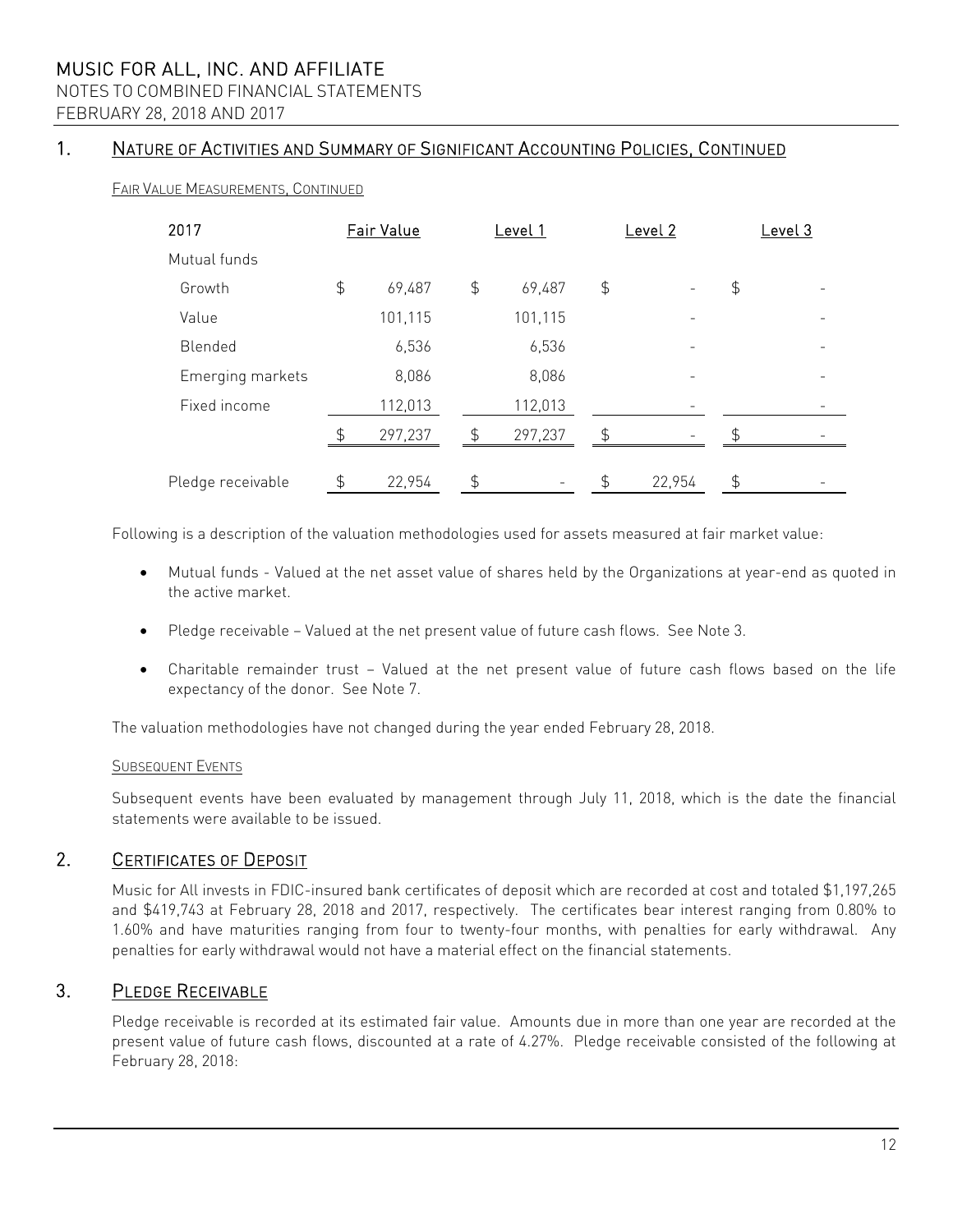## 1. Nature of Activities and Summary of Significant Accounting Policies, Continued

Fair Value Measurements, Continued

| 2017 | Fair Value | Level 1 | Level 2 | Level 3 |
|---|---|---|---|---|
| Mutual funds | | | | |
| Growth | $ 69,487 | $ 69,487 | $ - | $ - |
| Value | 101,115 | 101,115 | - | - |
| Blended | 6,536 | 6,536 | - | - |
| Emerging markets | 8,086 | 8,086 | - | - |
| Fixed income | 112,013 | 112,013 | - | - |
| | $ 297,237 | $ 297,237 | $ - | $ - |
| Pledge receivable | $ 22,954 | $ - | $ 22,954 | $ - |

Following is a description of the valuation methodologies used for assets measured at fair market value:

- Mutual funds - Valued at the net asset value of shares held by the Organizations at year-end as quoted in the active market.
- Pledge receivable – Valued at the net present value of future cash flows. See Note 3.
- Charitable remainder trust – Valued at the net present value of future cash flows based on the life expectancy of the donor. See Note 7.

The valuation methodologies have not changed during the year ended February 28, 2018.

Subsequent Events

Subsequent events have been evaluated by management through July 11, 2018, which is the date the financial statements were available to be issued.

## 2. Certificates of Deposit

Music for All invests in FDIC-insured bank certificates of deposit which are recorded at cost and totaled $1,197,265 and $419,743 at February 28, 2018 and 2017, respectively. The certificates bear interest ranging from 0.80% to 1.60% and have maturities ranging from four to twenty-four months, with penalties for early withdrawal. Any penalties for early withdrawal would not have a material effect on the financial statements.

## 3. Pledge Receivable

Pledge receivable is recorded at its estimated fair value. Amounts due in more than one year are recorded at the present value of future cash flows, discounted at a rate of 4.27%. Pledge receivable consisted of the following at February 28, 2018: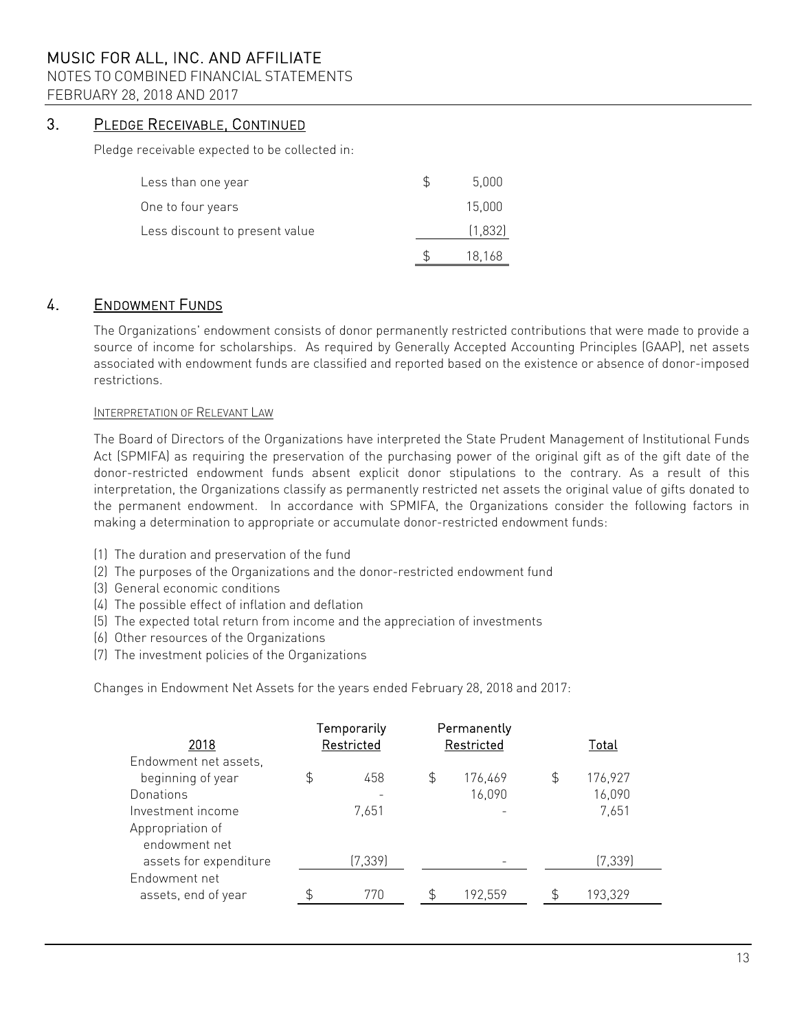## 3. Pledge Receivable, Continued

Pledge receivable expected to be collected in:

| | |
|---|---|
| Less than one year | $ 5,000 |
| One to four years | 15,000 |
| Less discount to present value | (1,832) |
| | $ 18,168 |

## 4. Endowment Funds

The Organizations' endowment consists of donor permanently restricted contributions that were made to provide a source of income for scholarships. As required by Generally Accepted Accounting Principles (GAAP), net assets associated with endowment funds are classified and reported based on the existence or absence of donor-imposed restrictions.

### Interpretation of Relevant Law

The Board of Directors of the Organizations have interpreted the State Prudent Management of Institutional Funds Act (SPMIFA) as requiring the preservation of the purchasing power of the original gift as of the gift date of the donor-restricted endowment funds absent explicit donor stipulations to the contrary. As a result of this interpretation, the Organizations classify as permanently restricted net assets the original value of gifts donated to the permanent endowment. In accordance with SPMIFA, the Organizations consider the following factors in making a determination to appropriate or accumulate donor-restricted endowment funds:

(1) The duration and preservation of the fund
(2) The purposes of the Organizations and the donor-restricted endowment fund
(3) General economic conditions
(4) The possible effect of inflation and deflation
(5) The expected total return from income and the appreciation of investments
(6) Other resources of the Organizations
(7) The investment policies of the Organizations

Changes in Endowment Net Assets for the years ended February 28, 2018 and 2017:

| 2018 | Temporarily Restricted | Permanently Restricted | Total |
|---|---|---|---|
| Endowment net assets, beginning of year | $ 458 | $ 176,469 | $ 176,927 |
| Donations | - | 16,090 | 16,090 |
| Investment income | 7,651 | - | 7,651 |
| Appropriation of endowment net assets for expenditure | (7,339) | - | (7,339) |
| Endowment net assets, end of year | $ 770 | $ 192,559 | $ 193,329 |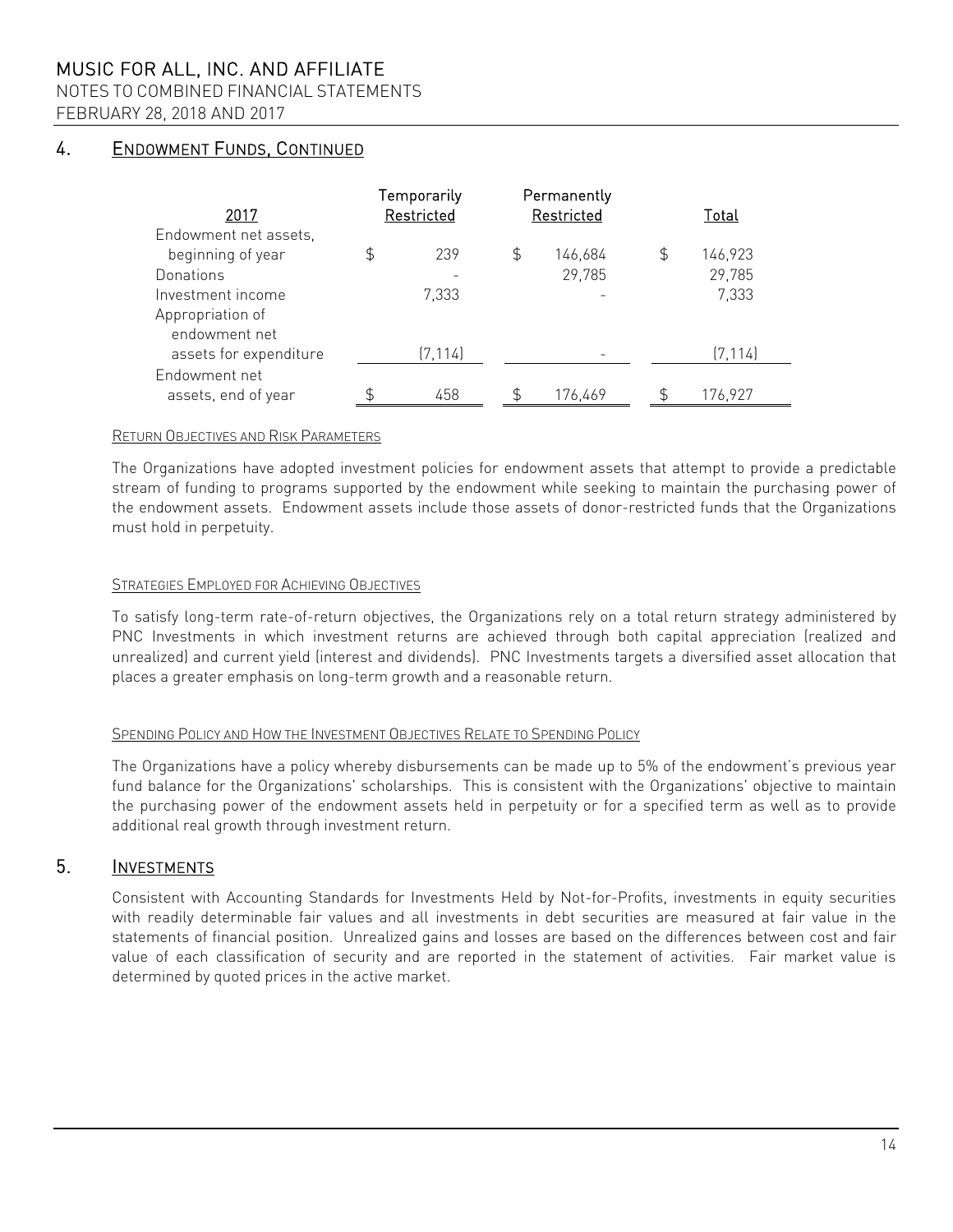## 4. ENDOWMENT FUNDS, CONTINUED

| 2017 | Temporarily Restricted | Permanently Restricted | Total |
|---|---|---|---|
| Endowment net assets, beginning of year | $ 239 | $ 146,684 | $ 146,923 |
| Donations | - | 29,785 | 29,785 |
| Investment income | 7,333 | - | 7,333 |
| Appropriation of endowment net assets for expenditure | (7,114) | - | (7,114) |
| Endowment net assets, end of year | $ 458 | $ 176,469 | $ 176,927 |

### RETURN OBJECTIVES AND RISK PARAMETERS

The Organizations have adopted investment policies for endowment assets that attempt to provide a predictable stream of funding to programs supported by the endowment while seeking to maintain the purchasing power of the endowment assets. Endowment assets include those assets of donor-restricted funds that the Organizations must hold in perpetuity.

### STRATEGIES EMPLOYED FOR ACHIEVING OBJECTIVES

To satisfy long-term rate-of-return objectives, the Organizations rely on a total return strategy administered by PNC Investments in which investment returns are achieved through both capital appreciation (realized and unrealized) and current yield (interest and dividends). PNC Investments targets a diversified asset allocation that places a greater emphasis on long-term growth and a reasonable return.

### SPENDING POLICY AND HOW THE INVESTMENT OBJECTIVES RELATE TO SPENDING POLICY

The Organizations have a policy whereby disbursements can be made up to 5% of the endowment's previous year fund balance for the Organizations' scholarships. This is consistent with the Organizations' objective to maintain the purchasing power of the endowment assets held in perpetuity or for a specified term as well as to provide additional real growth through investment return.

## 5. INVESTMENTS

Consistent with Accounting Standards for Investments Held by Not-for-Profits, investments in equity securities with readily determinable fair values and all investments in debt securities are measured at fair value in the statements of financial position. Unrealized gains and losses are based on the differences between cost and fair value of each classification of security and are reported in the statement of activities. Fair market value is determined by quoted prices in the active market.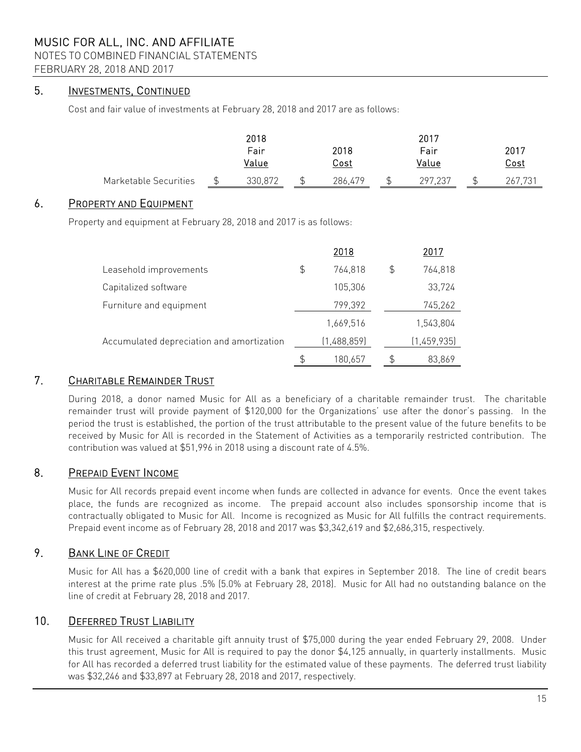## 5. INVESTMENTS, CONTINUED

Cost and fair value of investments at February 28, 2018 and 2017 are as follows:

| | 2018 Fair Value | 2018 Cost | 2017 Fair Value | 2017 Cost |
|---|---|---|---|---|
| Marketable Securities | $ 330,872 | $ 286,479 | $ 297,237 | $ 267,731 |

## 6. PROPERTY AND EQUIPMENT

Property and equipment at February 28, 2018 and 2017 is as follows:

| | 2018 | 2017 |
|---|---|---|
| Leasehold improvements | $ 764,818 | $ 764,818 |
| Capitalized software | 105,306 | 33,724 |
| Furniture and equipment | 799,392 | 745,262 |
| | 1,669,516 | 1,543,804 |
| Accumulated depreciation and amortization | (1,488,859) | (1,459,935) |
| | $ 180,657 | $ 83,869 |

## 7. CHARITABLE REMAINDER TRUST

During 2018, a donor named Music for All as a beneficiary of a charitable remainder trust. The charitable remainder trust will provide payment of $120,000 for the Organizations' use after the donor's passing. In the period the trust is established, the portion of the trust attributable to the present value of the future benefits to be received by Music for All is recorded in the Statement of Activities as a temporarily restricted contribution. The contribution was valued at $51,996 in 2018 using a discount rate of 4.5%.

## 8. PREPAID EVENT INCOME

Music for All records prepaid event income when funds are collected in advance for events. Once the event takes place, the funds are recognized as income. The prepaid account also includes sponsorship income that is contractually obligated to Music for All. Income is recognized as Music for All fulfills the contract requirements. Prepaid event income as of February 28, 2018 and 2017 was $3,342,619 and $2,686,315, respectively.

## 9. BANK LINE OF CREDIT

Music for All has a $620,000 line of credit with a bank that expires in September 2018. The line of credit bears interest at the prime rate plus .5% (5.0% at February 28, 2018). Music for All had no outstanding balance on the line of credit at February 28, 2018 and 2017.

## 10. DEFERRED TRUST LIABILITY

Music for All received a charitable gift annuity trust of $75,000 during the year ended February 29, 2008. Under this trust agreement, Music for All is required to pay the donor $4,125 annually, in quarterly installments. Music for All has recorded a deferred trust liability for the estimated value of these payments. The deferred trust liability was $32,246 and $33,897 at February 28, 2018 and 2017, respectively.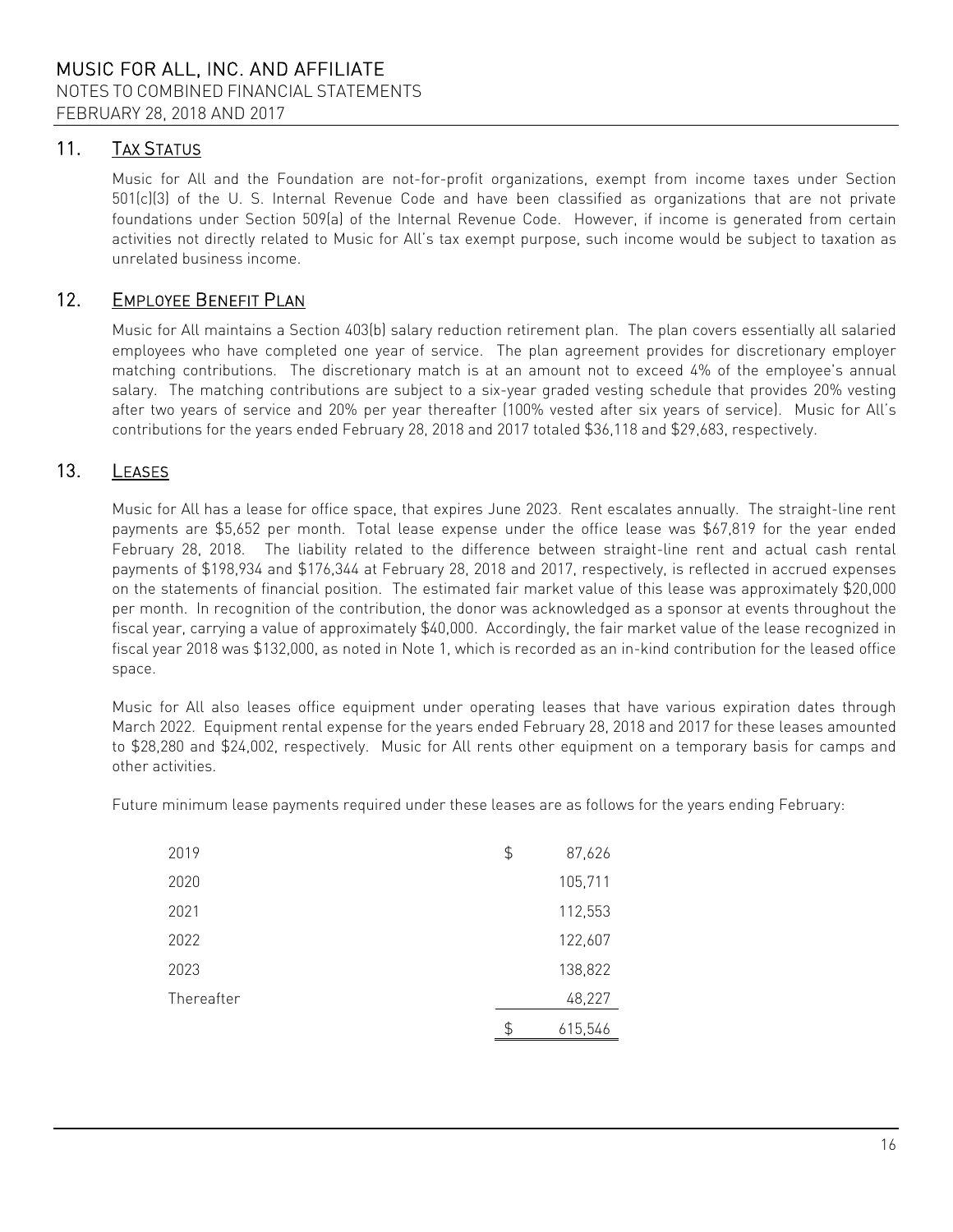## 11. Tax Status

Music for All and the Foundation are not-for-profit organizations, exempt from income taxes under Section 501(c)(3) of the U. S. Internal Revenue Code and have been classified as organizations that are not private foundations under Section 509(a) of the Internal Revenue Code. However, if income is generated from certain activities not directly related to Music for All's tax exempt purpose, such income would be subject to taxation as unrelated business income.

## 12. Employee Benefit Plan

Music for All maintains a Section 403(b) salary reduction retirement plan. The plan covers essentially all salaried employees who have completed one year of service. The plan agreement provides for discretionary employer matching contributions. The discretionary match is at an amount not to exceed 4% of the employee's annual salary. The matching contributions are subject to a six-year graded vesting schedule that provides 20% vesting after two years of service and 20% per year thereafter (100% vested after six years of service). Music for All's contributions for the years ended February 28, 2018 and 2017 totaled $36,118 and $29,683, respectively.

## 13. Leases

Music for All has a lease for office space, that expires June 2023. Rent escalates annually. The straight-line rent payments are $5,652 per month. Total lease expense under the office lease was $67,819 for the year ended February 28, 2018. The liability related to the difference between straight-line rent and actual cash rental payments of $198,934 and $176,344 at February 28, 2018 and 2017, respectively, is reflected in accrued expenses on the statements of financial position. The estimated fair market value of this lease was approximately $20,000 per month. In recognition of the contribution, the donor was acknowledged as a sponsor at events throughout the fiscal year, carrying a value of approximately $40,000. Accordingly, the fair market value of the lease recognized in fiscal year 2018 was $132,000, as noted in Note 1, which is recorded as an in-kind contribution for the leased office space.

Music for All also leases office equipment under operating leases that have various expiration dates through March 2022. Equipment rental expense for the years ended February 28, 2018 and 2017 for these leases amounted to $28,280 and $24,002, respectively. Music for All rents other equipment on a temporary basis for camps and other activities.

Future minimum lease payments required under these leases are as follows for the years ending February:

| | |
|---|---|
| 2019 | $ 87,626 |
| 2020 | 105,711 |
| 2021 | 112,553 |
| 2022 | 122,607 |
| 2023 | 138,822 |
| Thereafter | 48,227 |
| | $ 615,546 |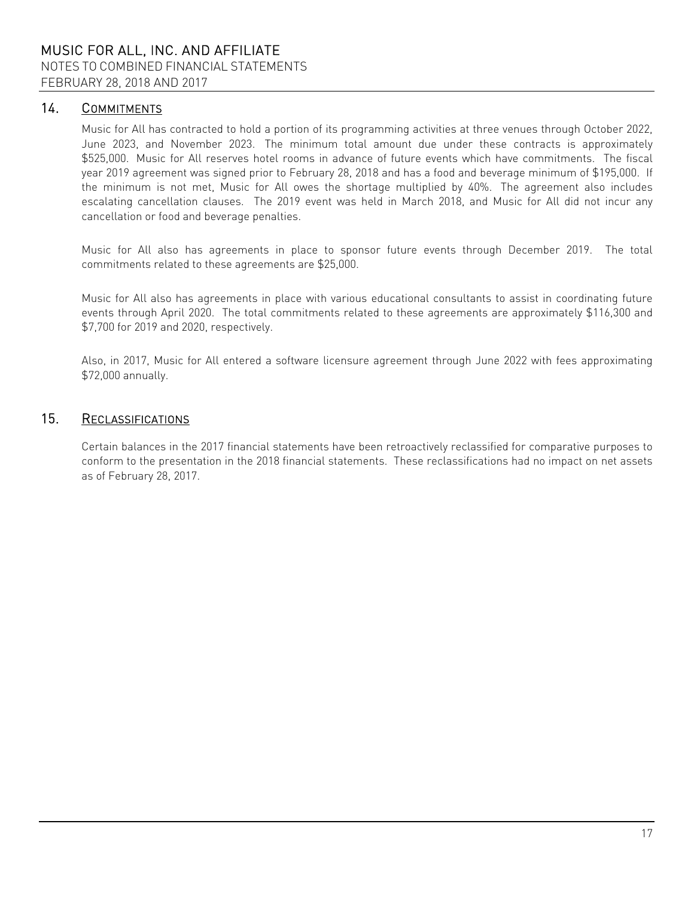## 14. COMMITMENTS

Music for All has contracted to hold a portion of its programming activities at three venues through October 2022, June 2023, and November 2023. The minimum total amount due under these contracts is approximately $525,000. Music for All reserves hotel rooms in advance of future events which have commitments. The fiscal year 2019 agreement was signed prior to February 28, 2018 and has a food and beverage minimum of $195,000. If the minimum is not met, Music for All owes the shortage multiplied by 40%. The agreement also includes escalating cancellation clauses. The 2019 event was held in March 2018, and Music for All did not incur any cancellation or food and beverage penalties.

Music for All also has agreements in place to sponsor future events through December 2019. The total commitments related to these agreements are $25,000.

Music for All also has agreements in place with various educational consultants to assist in coordinating future events through April 2020. The total commitments related to these agreements are approximately $116,300 and $7,700 for 2019 and 2020, respectively.

Also, in 2017, Music for All entered a software licensure agreement through June 2022 with fees approximating $72,000 annually.

## 15. RECLASSIFICATIONS

Certain balances in the 2017 financial statements have been retroactively reclassified for comparative purposes to conform to the presentation in the 2018 financial statements. These reclassifications had no impact on net assets as of February 28, 2017.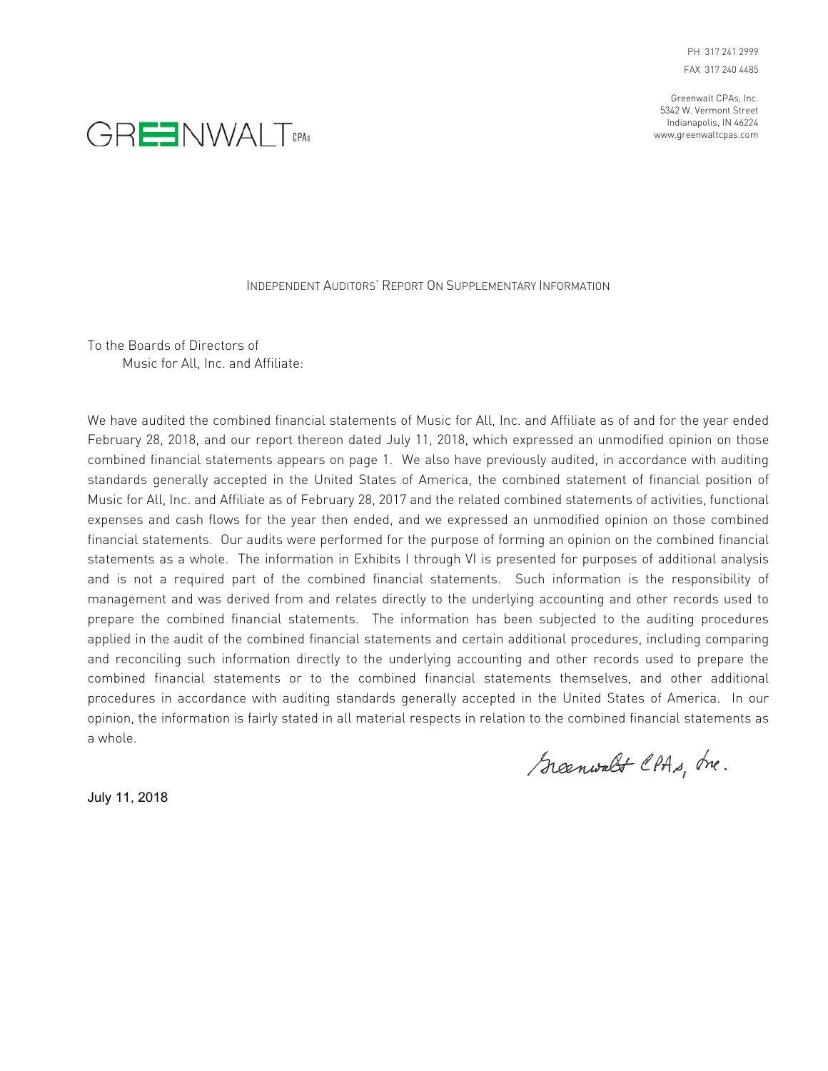PH 317 241 2999
FAX 317 240 4485

Greenwalt CPAs, Inc.
5342 W. Vermont Street
Indianapolis, IN 46224
www.greenwaltcpas.com

GREENWALT CPAs

## INDEPENDENT AUDITORS' REPORT ON SUPPLEMENTARY INFORMATION

To the Boards of Directors of
Music for All, Inc. and Affiliate:

We have audited the combined financial statements of Music for All, Inc. and Affiliate as of and for the year ended February 28, 2018, and our report thereon dated July 11, 2018, which expressed an unmodified opinion on those combined financial statements appears on page 1. We also have previously audited, in accordance with auditing standards generally accepted in the United States of America, the combined statement of financial position of Music for All, Inc. and Affiliate as of February 28, 2017 and the related combined statements of activities, functional expenses and cash flows for the year then ended, and we expressed an unmodified opinion on those combined financial statements. Our audits were performed for the purpose of forming an opinion on the combined financial statements as a whole. The information in Exhibits I through VI is presented for purposes of additional analysis and is not a required part of the combined financial statements. Such information is the responsibility of management and was derived from and relates directly to the underlying accounting and other records used to prepare the combined financial statements. The information has been subjected to the auditing procedures applied in the audit of the combined financial statements and certain additional procedures, including comparing and reconciling such information directly to the underlying accounting and other records used to prepare the combined financial statements or to the combined financial statements themselves, and other additional procedures in accordance with auditing standards generally accepted in the United States of America. In our opinion, the information is fairly stated in all material respects in relation to the combined financial statements as a whole.

Greenwalt CPAs, Inc.

July 11, 2018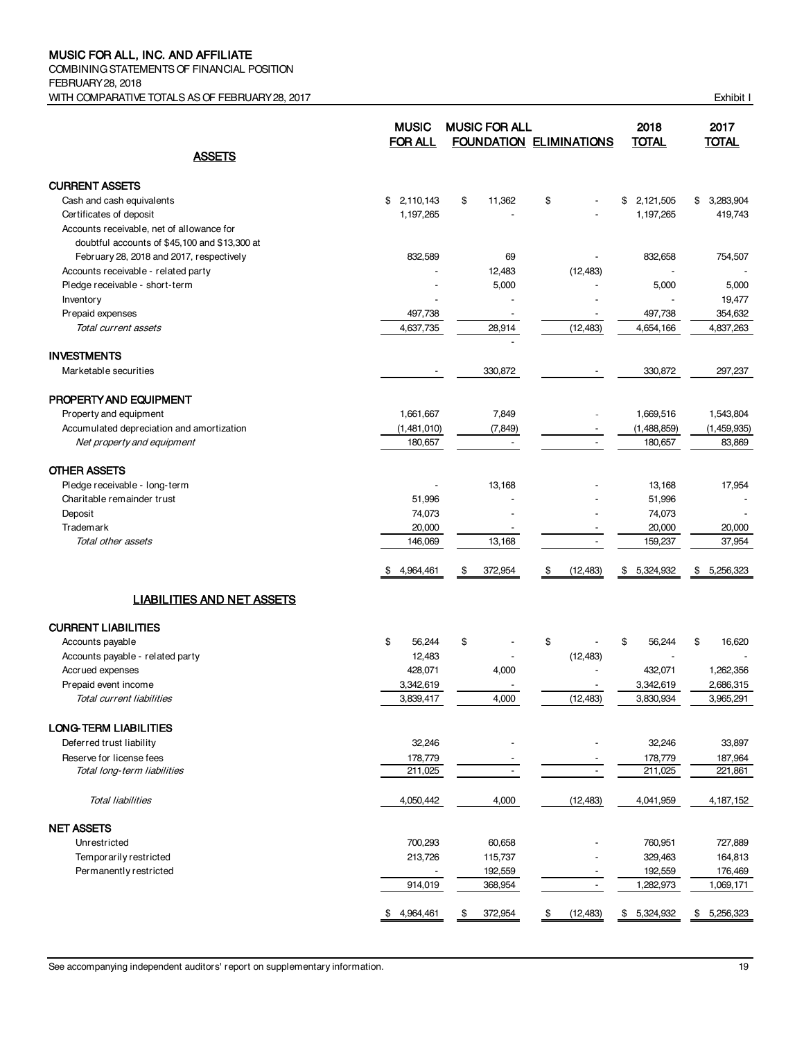**MUSIC FOR ALL, INC. AND AFFILIATE**
COMBINING STATEMENTS OF FINANCIAL POSITION
FEBRUARY 28, 2018
WITH COMPARATIVE TOTALS AS OF FEBRUARY 28, 2017

Exhibit I

| ASSETS | MUSIC FOR ALL | MUSIC FOR ALL FOUNDATION | ELIMINATIONS | 2018 TOTAL | 2017 TOTAL |
|---|---|---|---|---|---|
| **CURRENT ASSETS** | | | | | |
| Cash and cash equivalents | $ 2,110,143 | $ 11,362 | $ - | $ 2,121,505 | $ 3,283,904 |
| Certificates of deposit | 1,197,265 | - | - | 1,197,265 | 419,743 |
| Accounts receivable, net of allowance for doubtful accounts of $45,100 and $13,300 at February 28, 2018 and 2017, respectively | 832,589 | 69 | - | 832,658 | 754,507 |
| Accounts receivable - related party | - | 12,483 | (12,483) | - | - |
| Pledge receivable - short-term | - | 5,000 | - | 5,000 | 5,000 |
| Inventory | - | - | - | - | 19,477 |
| Prepaid expenses | 497,738 | - | - | 497,738 | 354,632 |
| *Total current assets* | 4,637,735 | 28,914 | (12,483) | 4,654,166 | 4,837,263 |
| **INVESTMENTS** | | | | | |
| Marketable securities | - | 330,872 | - | 330,872 | 297,237 |
| **PROPERTY AND EQUIPMENT** | | | | | |
| Property and equipment | 1,661,667 | 7,849 | - | 1,669,516 | 1,543,804 |
| Accumulated depreciation and amortization | (1,481,010) | (7,849) | - | (1,488,859) | (1,459,935) |
| *Net property and equipment* | 180,657 | - | - | 180,657 | 83,869 |
| **OTHER ASSETS** | | | | | |
| Pledge receivable - long-term | - | 13,168 | - | 13,168 | 17,954 |
| Charitable remainder trust | 51,996 | - | - | 51,996 | - |
| Deposit | 74,073 | - | - | 74,073 | - |
| Trademark | 20,000 | - | - | 20,000 | 20,000 |
| *Total other assets* | 146,069 | 13,168 | - | 159,237 | 37,954 |
| | $ 4,964,461 | $ 372,954 | $ (12,483) | $ 5,324,932 | $ 5,256,323 |
| **LIABILITIES AND NET ASSETS** | | | | | |
| **CURRENT LIABILITIES** | | | | | |
| Accounts payable | $ 56,244 | $ - | $ - | $ 56,244 | $ 16,620 |
| Accounts payable - related party | 12,483 | - | (12,483) | - | - |
| Accrued expenses | 428,071 | 4,000 | - | 432,071 | 1,262,356 |
| Prepaid event income | 3,342,619 | - | - | 3,342,619 | 2,686,315 |
| *Total current liabilities* | 3,839,417 | 4,000 | (12,483) | 3,830,934 | 3,965,291 |
| **LONG-TERM LIABILITIES** | | | | | |
| Deferred trust liability | 32,246 | - | - | 32,246 | 33,897 |
| Reserve for license fees | 178,779 | - | - | 178,779 | 187,964 |
| *Total long-term liabilities* | 211,025 | - | - | 211,025 | 221,861 |
| *Total liabilities* | 4,050,442 | 4,000 | (12,483) | 4,041,959 | 4,187,152 |
| **NET ASSETS** | | | | | |
| Unrestricted | 700,293 | 60,658 | - | 760,951 | 727,889 |
| Temporarily restricted | 213,726 | 115,737 | - | 329,463 | 164,813 |
| Permanently restricted | - | 192,559 | - | 192,559 | 176,469 |
| | 914,019 | 368,954 | - | 1,282,973 | 1,069,171 |
| | $ 4,964,461 | $ 372,954 | $ (12,483) | $ 5,324,932 | $ 5,256,323 |

See accompanying independent auditors' report on supplementary information.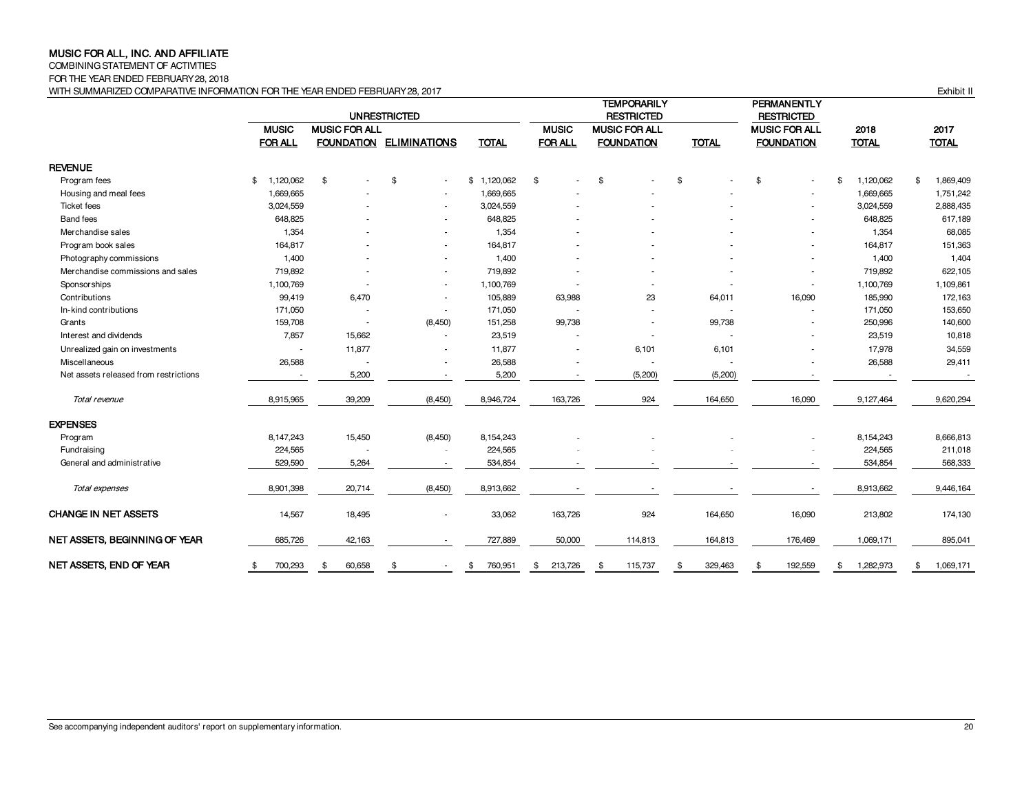# MUSIC FOR ALL, INC. AND AFFILIATE

COMBINING STATEMENT OF ACTIVITIES
FOR THE YEAR ENDED FEBRUARY 28, 2018
WITH SUMMARIZED COMPARATIVE INFORMATION FOR THE YEAR ENDED FEBRUARY 28, 2017

Exhibit II

| | UNRESTRICTED | | | | TEMPORARILY RESTRICTED | | | PERMANENTLY RESTRICTED | | |
|---|---|---|---|---|---|---|---|---|---|---|
| | MUSIC FOR ALL | MUSIC FOR ALL FOUNDATION | ELIMINATIONS | TOTAL | MUSIC FOR ALL | MUSIC FOR ALL FOUNDATION | TOTAL | MUSIC FOR ALL FOUNDATION | 2018 TOTAL | 2017 TOTAL |
| **REVENUE** | | | | | | | | | | |
| Program fees | $ 1,120,062 | $ - | $ - | $ 1,120,062 | $ - | $ - | $ - | $ - | $ 1,120,062 | $ 1,869,409 |
| Housing and meal fees | 1,669,665 | - | - | 1,669,665 | - | - | - | - | 1,669,665 | 1,751,242 |
| Ticket fees | 3,024,559 | - | - | 3,024,559 | - | - | - | - | 3,024,559 | 2,888,435 |
| Band fees | 648,825 | - | - | 648,825 | - | - | - | - | 648,825 | 617,189 |
| Merchandise sales | 1,354 | - | - | 1,354 | - | - | - | - | 1,354 | 68,085 |
| Program book sales | 164,817 | - | - | 164,817 | - | - | - | - | 164,817 | 151,363 |
| Photography commissions | 1,400 | - | - | 1,400 | - | - | - | - | 1,400 | 1,404 |
| Merchandise commissions and sales | 719,892 | - | - | 719,892 | - | - | - | - | 719,892 | 622,105 |
| Sponsorships | 1,100,769 | - | - | 1,100,769 | - | - | - | - | 1,100,769 | 1,109,861 |
| Contributions | 99,419 | 6,470 | - | 105,889 | 63,988 | 23 | 64,011 | 16,090 | 185,990 | 172,163 |
| In-kind contributions | 171,050 | - | - | 171,050 | - | - | - | - | 171,050 | 153,650 |
| Grants | 159,708 | - | (8,450) | 151,258 | 99,738 | - | 99,738 | - | 250,996 | 140,600 |
| Interest and dividends | 7,857 | 15,662 | - | 23,519 | - | - | - | - | 23,519 | 10,818 |
| Unrealized gain on investments | - | 11,877 | - | 11,877 | - | 6,101 | 6,101 | - | 17,978 | 34,559 |
| Miscellaneous | 26,588 | - | - | 26,588 | - | - | - | - | 26,588 | 29,411 |
| Net assets released from restrictions | - | 5,200 | - | 5,200 | - | (5,200) | (5,200) | - | - | - |
| *Total revenue* | 8,915,965 | 39,209 | (8,450) | 8,946,724 | 163,726 | 924 | 164,650 | 16,090 | 9,127,464 | 9,620,294 |
| **EXPENSES** | | | | | | | | | | |
| Program | 8,147,243 | 15,450 | (8,450) | 8,154,243 | - | - | - | - | 8,154,243 | 8,666,813 |
| Fundraising | 224,565 | - | - | 224,565 | - | - | - | - | 224,565 | 211,018 |
| General and administrative | 529,590 | 5,264 | - | 534,854 | - | - | - | - | 534,854 | 568,333 |
| *Total expenses* | 8,901,398 | 20,714 | (8,450) | 8,913,662 | - | - | - | - | 8,913,662 | 9,446,164 |
| **CHANGE IN NET ASSETS** | 14,567 | 18,495 | - | 33,062 | 163,726 | 924 | 164,650 | 16,090 | 213,802 | 174,130 |
| **NET ASSETS, BEGINNING OF YEAR** | 685,726 | 42,163 | - | 727,889 | 50,000 | 114,813 | 164,813 | 176,469 | 1,069,171 | 895,041 |
| **NET ASSETS, END OF YEAR** | $ 700,293 | $ 60,658 | $ - | $ 760,951 | $ 213,726 | $ 115,737 | $ 329,463 | $ 192,559 | $ 1,282,973 | $ 1,069,171 |

See accompanying independent auditors' report on supplementary information.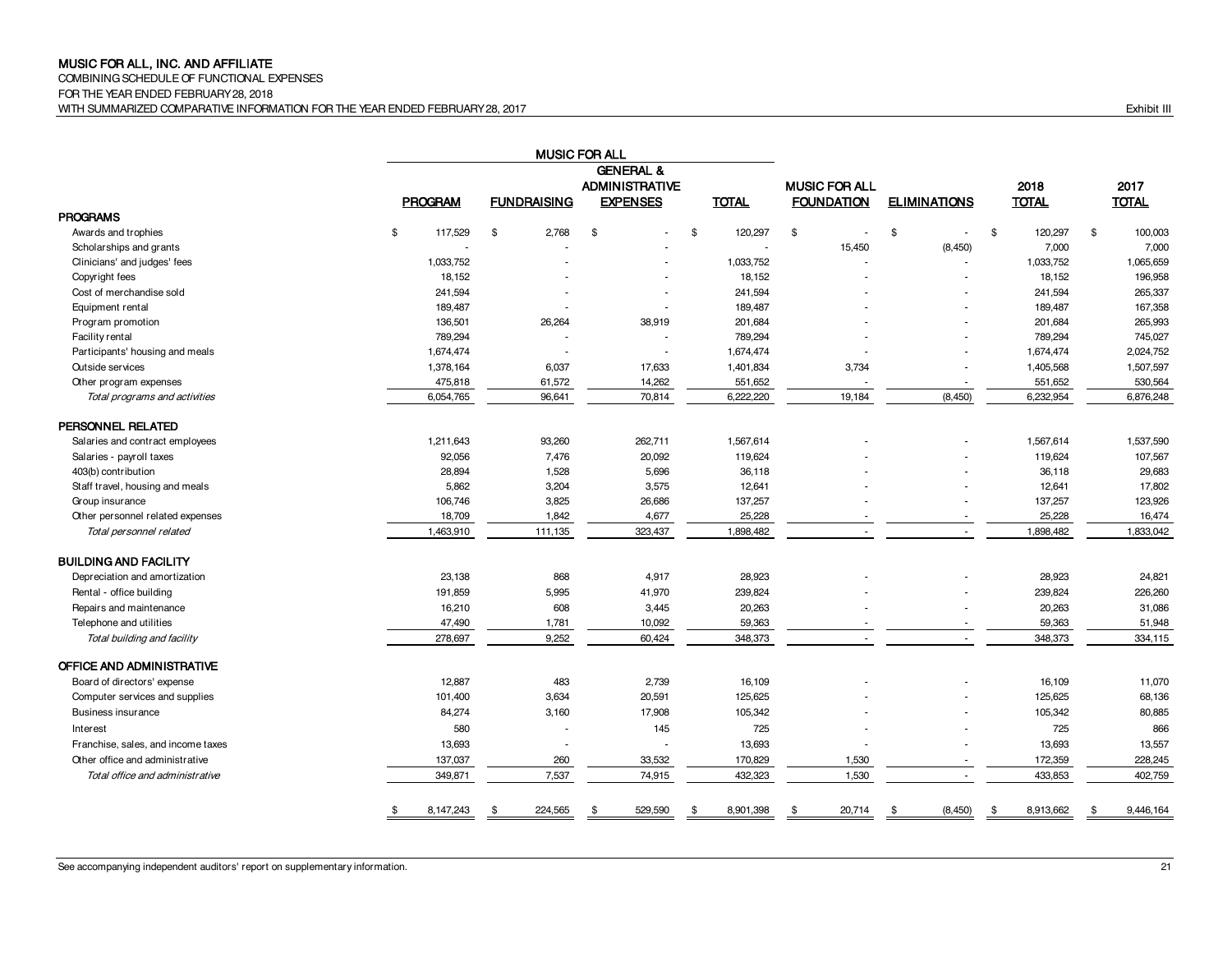**MUSIC FOR ALL, INC. AND AFFILIATE**
COMBINING SCHEDULE OF FUNCTIONAL EXPENSES
FOR THE YEAR ENDED FEBRUARY 28, 2018
WITH SUMMARIZED COMPARATIVE INFORMATION FOR THE YEAR ENDED FEBRUARY 28, 2017

Exhibit III

| | MUSIC FOR ALL | | | | | | | |
|---|---|---|---|---|---|---|---|---|
| | PROGRAM | FUNDRAISING | GENERAL & ADMINISTRATIVE EXPENSES | TOTAL | MUSIC FOR ALL FOUNDATION | ELIMINATIONS | 2018 TOTAL | 2017 TOTAL |
| **PROGRAMS** | | | | | | | | |
| Awards and trophies | $ 117,529 | $ 2,768 | $ - | $ 120,297 | $ - | $ - | $ 120,297 | $ 100,003 |
| Scholarships and grants | - | - | - | - | 15,450 | (8,450) | 7,000 | 7,000 |
| Clinicians' and judges' fees | 1,033,752 | - | - | 1,033,752 | - | - | 1,033,752 | 1,065,659 |
| Copyright fees | 18,152 | - | - | 18,152 | - | - | 18,152 | 196,958 |
| Cost of merchandise sold | 241,594 | - | - | 241,594 | - | - | 241,594 | 265,337 |
| Equipment rental | 189,487 | - | - | 189,487 | - | - | 189,487 | 167,358 |
| Program promotion | 136,501 | 26,264 | 38,919 | 201,684 | - | - | 201,684 | 265,993 |
| Facility rental | 789,294 | - | - | 789,294 | - | - | 789,294 | 745,027 |
| Participants' housing and meals | 1,674,474 | - | - | 1,674,474 | - | - | 1,674,474 | 2,024,752 |
| Outside services | 1,378,164 | 6,037 | 17,633 | 1,401,834 | 3,734 | - | 1,405,568 | 1,507,597 |
| Other program expenses | 475,818 | 61,572 | 14,262 | 551,652 | - | - | 551,652 | 530,564 |
| *Total programs and activities* | 6,054,765 | 96,641 | 70,814 | 6,222,220 | 19,184 | (8,450) | 6,232,954 | 6,876,248 |
| **PERSONNEL RELATED** | | | | | | | | |
| Salaries and contract employees | 1,211,643 | 93,260 | 262,711 | 1,567,614 | - | - | 1,567,614 | 1,537,590 |
| Salaries - payroll taxes | 92,056 | 7,476 | 20,092 | 119,624 | - | - | 119,624 | 107,567 |
| 403(b) contribution | 28,894 | 1,528 | 5,696 | 36,118 | - | - | 36,118 | 29,683 |
| Staff travel, housing and meals | 5,862 | 3,204 | 3,575 | 12,641 | - | - | 12,641 | 17,802 |
| Group insurance | 106,746 | 3,825 | 26,686 | 137,257 | - | - | 137,257 | 123,926 |
| Other personnel related expenses | 18,709 | 1,842 | 4,677 | 25,228 | - | - | 25,228 | 16,474 |
| *Total personnel related* | 1,463,910 | 111,135 | 323,437 | 1,898,482 | - | - | 1,898,482 | 1,833,042 |
| **BUILDING AND FACILITY** | | | | | | | | |
| Depreciation and amortization | 23,138 | 868 | 4,917 | 28,923 | - | - | 28,923 | 24,821 |
| Rental - office building | 191,859 | 5,995 | 41,970 | 239,824 | - | - | 239,824 | 226,260 |
| Repairs and maintenance | 16,210 | 608 | 3,445 | 20,263 | - | - | 20,263 | 31,086 |
| Telephone and utilities | 47,490 | 1,781 | 10,092 | 59,363 | - | - | 59,363 | 51,948 |
| *Total building and facility* | 278,697 | 9,252 | 60,424 | 348,373 | - | - | 348,373 | 334,115 |
| **OFFICE AND ADMINISTRATIVE** | | | | | | | | |
| Board of directors' expense | 12,887 | 483 | 2,739 | 16,109 | - | - | 16,109 | 11,070 |
| Computer services and supplies | 101,400 | 3,634 | 20,591 | 125,625 | - | - | 125,625 | 68,136 |
| Business insurance | 84,274 | 3,160 | 17,908 | 105,342 | - | - | 105,342 | 80,885 |
| Interest | 580 | - | 145 | 725 | - | - | 725 | 866 |
| Franchise, sales, and income taxes | 13,693 | - | - | 13,693 | - | - | 13,693 | 13,557 |
| Other office and administrative | 137,037 | 260 | 33,532 | 170,829 | 1,530 | - | 172,359 | 228,245 |
| *Total office and administrative* | 349,871 | 7,537 | 74,915 | 432,323 | 1,530 | - | 433,853 | 402,759 |
| | $ 8,147,243 | $ 224,565 | $ 529,590 | $ 8,901,398 | $ 20,714 | $ (8,450) | $ 8,913,662 | $ 9,446,164 |

See accompanying independent auditors' report on supplementary information.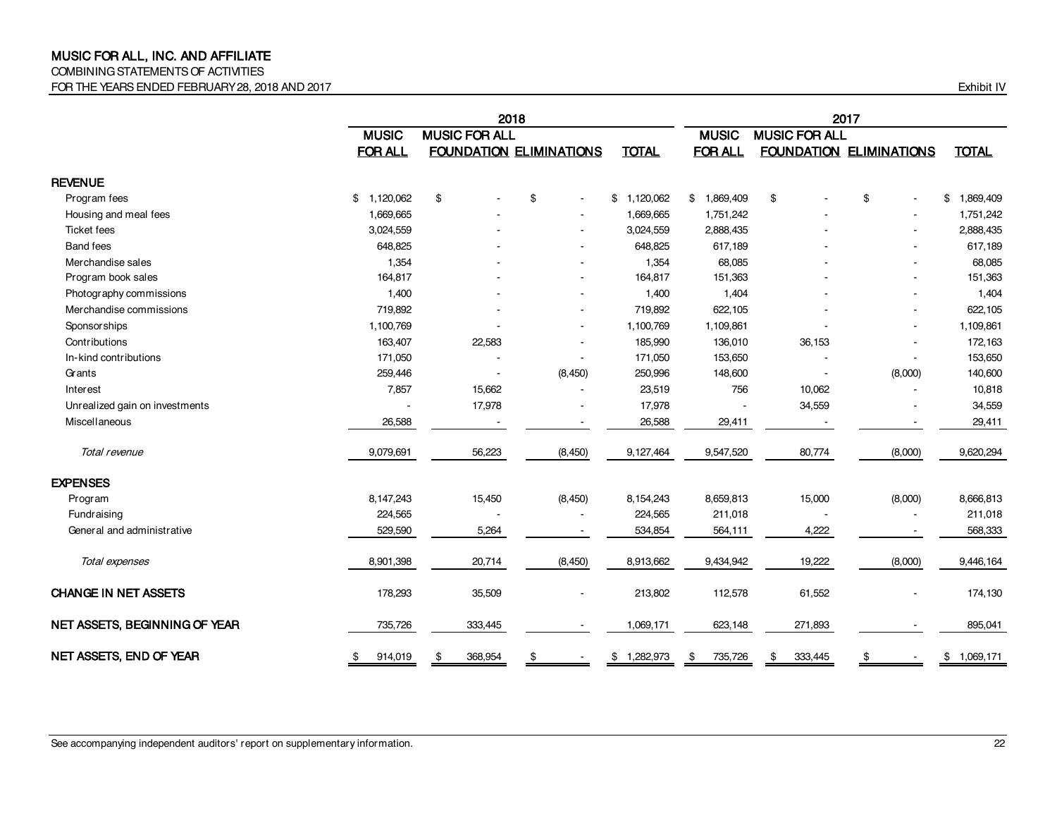# MUSIC FOR ALL, INC. AND AFFILIATE

COMBINING STATEMENTS OF ACTIVITIES

FOR THE YEARS ENDED FEBRUARY 28, 2018 AND 2017

Exhibit IV

| | 2018 | | | | 2017 | | | |
|---|---|---|---|---|---|---|---|---|
| | MUSIC FOR ALL | MUSIC FOR ALL FOUNDATION | ELIMINATIONS | TOTAL | MUSIC FOR ALL | MUSIC FOR ALL FOUNDATION | ELIMINATIONS | TOTAL |
| **REVENUE** | | | | | | | | |
| Program fees | $ 1,120,062 | $ - | $ - | $ 1,120,062 | $ 1,869,409 | $ - | $ - | $ 1,869,409 |
| Housing and meal fees | 1,669,665 | - | - | 1,669,665 | 1,751,242 | - | - | 1,751,242 |
| Ticket fees | 3,024,559 | - | - | 3,024,559 | 2,888,435 | - | - | 2,888,435 |
| Band fees | 648,825 | - | - | 648,825 | 617,189 | - | - | 617,189 |
| Merchandise sales | 1,354 | - | - | 1,354 | 68,085 | - | - | 68,085 |
| Program book sales | 164,817 | - | - | 164,817 | 151,363 | - | - | 151,363 |
| Photography commissions | 1,400 | - | - | 1,400 | 1,404 | - | - | 1,404 |
| Merchandise commissions | 719,892 | - | - | 719,892 | 622,105 | - | - | 622,105 |
| Sponsorships | 1,100,769 | - | - | 1,100,769 | 1,109,861 | - | - | 1,109,861 |
| Contributions | 163,407 | 22,583 | - | 185,990 | 136,010 | 36,153 | - | 172,163 |
| In-kind contributions | 171,050 | - | - | 171,050 | 153,650 | - | - | 153,650 |
| Grants | 259,446 | - | (8,450) | 250,996 | 148,600 | - | (8,000) | 140,600 |
| Interest | 7,857 | 15,662 | - | 23,519 | 756 | 10,062 | - | 10,818 |
| Unrealized gain on investments | - | 17,978 | - | 17,978 | - | 34,559 | - | 34,559 |
| Miscellaneous | 26,588 | - | - | 26,588 | 29,411 | - | - | 29,411 |
| *Total revenue* | 9,079,691 | 56,223 | (8,450) | 9,127,464 | 9,547,520 | 80,774 | (8,000) | 9,620,294 |
| **EXPENSES** | | | | | | | | |
| Program | 8,147,243 | 15,450 | (8,450) | 8,154,243 | 8,659,813 | 15,000 | (8,000) | 8,666,813 |
| Fundraising | 224,565 | - | - | 224,565 | 211,018 | - | - | 211,018 |
| General and administrative | 529,590 | 5,264 | - | 534,854 | 564,111 | 4,222 | - | 568,333 |
| *Total expenses* | 8,901,398 | 20,714 | (8,450) | 8,913,662 | 9,434,942 | 19,222 | (8,000) | 9,446,164 |
| **CHANGE IN NET ASSETS** | 178,293 | 35,509 | - | 213,802 | 112,578 | 61,552 | - | 174,130 |
| **NET ASSETS, BEGINNING OF YEAR** | 735,726 | 333,445 | - | 1,069,171 | 623,148 | 271,893 | - | 895,041 |
| **NET ASSETS, END OF YEAR** | $ 914,019 | $ 368,954 | $ - | $ 1,282,973 | $ 735,726 | $ 333,445 | $ - | $ 1,069,171 |

See accompanying independent auditors' report on supplementary information.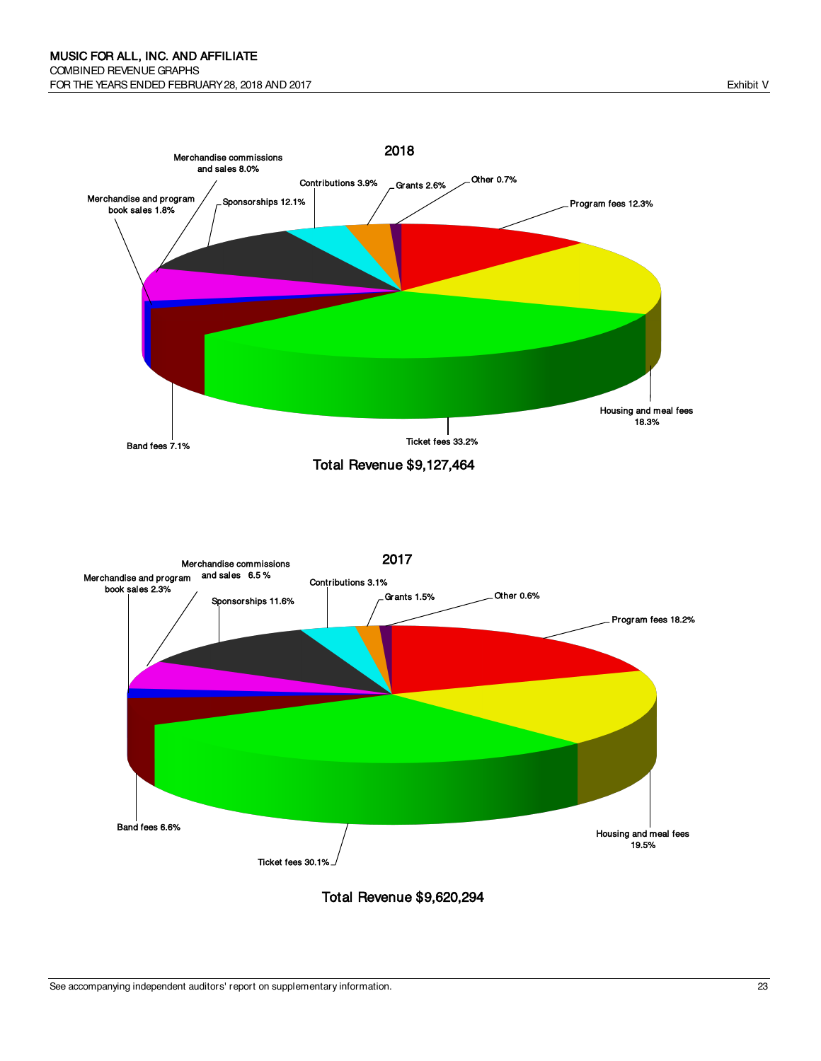MUSIC FOR ALL, INC. AND AFFILIATE
COMBINED REVENUE GRAPHS
FOR THE YEARS ENDED FEBRUARY 28, 2018 AND 2017

Exhibit V

## 2018

| Category | Percentage |
|---|---|
| Program fees | 12.3% |
| Housing and meal fees | 18.3% |
| Ticket fees | 33.2% |
| Band fees | 7.1% |
| Merchandise and program book sales | 1.8% |
| Merchandise commissions and sales | 8.0% |
| Sponsorships | 12.1% |
| Contributions | 3.9% |
| Grants | 2.6% |
| Other | 0.7% |

Total Revenue $9,127,464

## 2017

| Category | Percentage |
|---|---|
| Program fees | 18.2% |
| Housing and meal fees | 19.5% |
| Ticket fees | 30.1% |
| Band fees | 6.6% |
| Merchandise and program book sales | 2.3% |
| Merchandise commissions and sales | 6.5 % |
| Sponsorships | 11.6% |
| Contributions | 3.1% |
| Grants | 1.5% |
| Other | 0.6% |

Total Revenue $9,620,294

See accompanying independent auditors' report on supplementary information.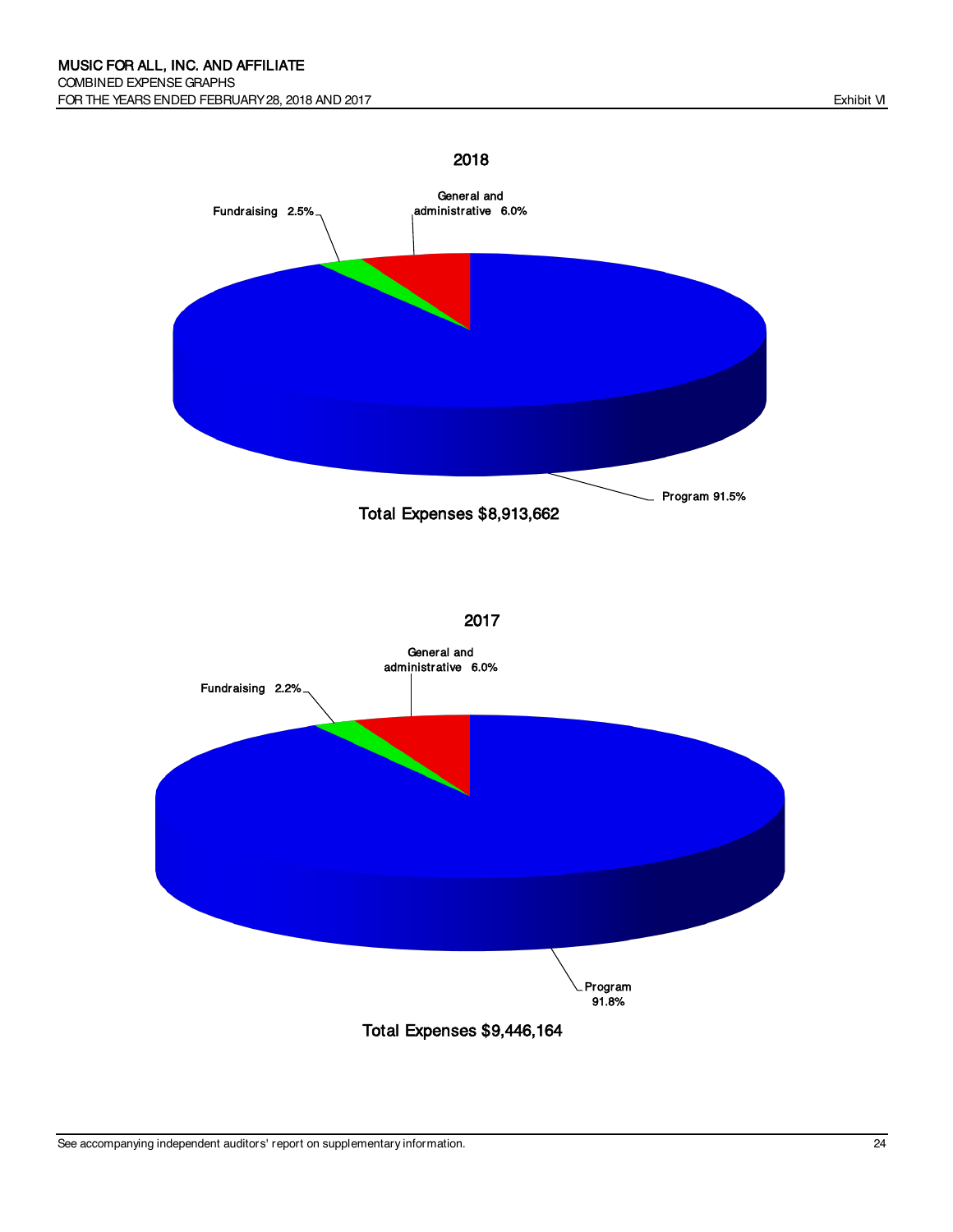# MUSIC FOR ALL, INC. AND AFFILIATE

COMBINED EXPENSE GRAPHS

FOR THE YEARS ENDED FEBRUARY 28, 2018 AND 2017

Exhibit VI

## 2018

Fundraising 2.5%

General and administrative 6.0%

Program 91.5%

Total Expenses $8,913,662

## 2017

Fundraising 2.2%

General and administrative 6.0%

Program 91.8%

Total Expenses $9,446,164

See accompanying independent auditors' report on supplementary information.